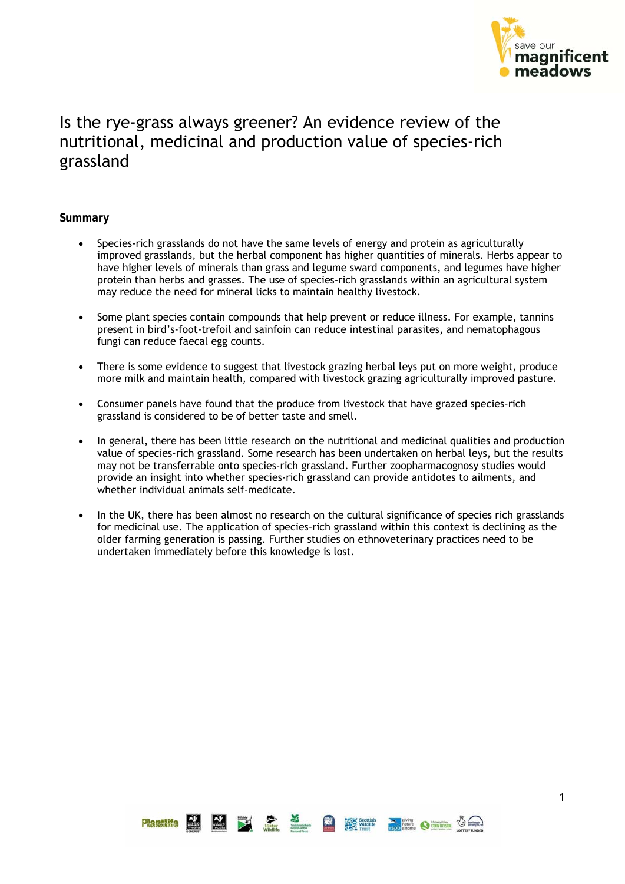# Is the rye-grass always greener? An evidence review of the nutritional, medicinal and production value of species-rich grassland

## Summary

- Species-rich grasslands do not have the same levels of energy and protein as agriculturally improved grasslands, but the herbal component has higher quantities of minerals. Herbs appear to have higher levels of minerals than grass and legume sward components, and legumes have higher protein than herbs and grasses. The use of species-rich grasslands within an agricultural system may reduce the need for mineral licks to maintain healthy livestock.

- Some plant species contain compounds that help prevent or reduce illness. For example, tannins present in bird's-foot-trefoil and sainfoin can reduce intestinal parasites, and nematophagous fungi can reduce faecal egg counts.

- There is some evidence to suggest that livestock grazing herbal leys put on more weight, produce more milk and maintain health, compared with livestock grazing agriculturally improved pasture.

- Consumer panels have found that the produce from livestock that have grazed species-rich grassland is considered to be of better taste and smell.

- In general, there has been little research on the nutritional and medicinal qualities and production value of species-rich grassland. Some research has been undertaken on herbal leys, but the results may not be transferrable onto species-rich grassland. Further zoopharmacognosy studies would provide an insight into whether species-rich grassland can provide antidotes to ailments, and whether individual animals self-medicate.

- In the UK, there has been almost no research on the cultural significance of species rich grasslands for medicinal use. The application of species-rich grassland within this context is declining as the older farming generation is passing. Further studies on ethnoveterinary practices need to be undertaken immediately before this knowledge is lost.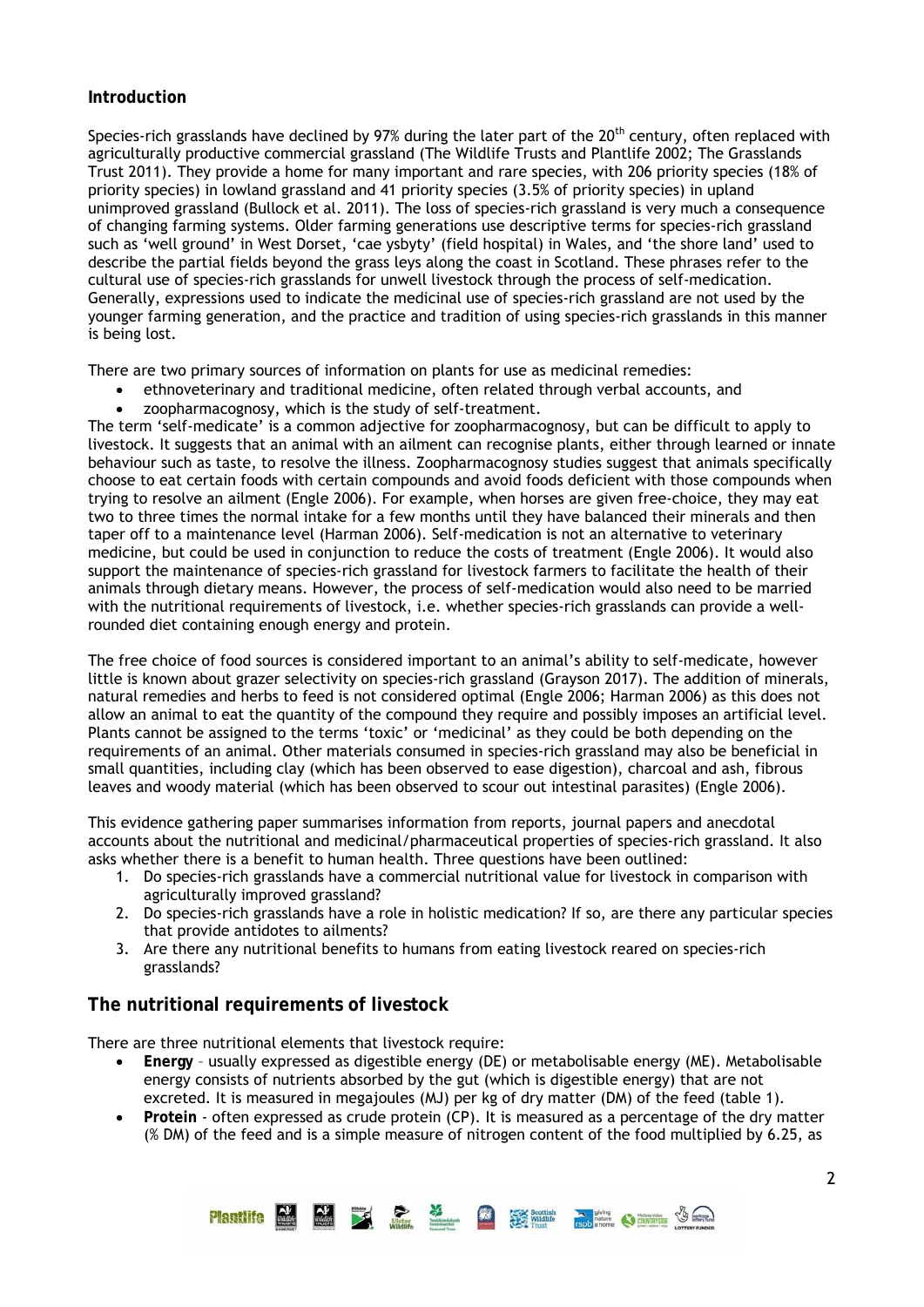## Introduction

Species-rich grasslands have declined by 97% during the later part of the 20th century, often replaced with agriculturally productive commercial grassland (The Wildlife Trusts and Plantlife 2002; The Grasslands Trust 2011). They provide a home for many important and rare species, with 206 priority species (18% of priority species) in lowland grassland and 41 priority species (3.5% of priority species) in upland unimproved grassland (Bullock et al. 2011). The loss of species-rich grassland is very much a consequence of changing farming systems. Older farming generations use descriptive terms for species-rich grassland such as 'well ground' in West Dorset, 'cae ysbyty' (field hospital) in Wales, and 'the shore land' used to describe the partial fields beyond the grass leys along the coast in Scotland. These phrases refer to the cultural use of species-rich grasslands for unwell livestock through the process of self-medication. Generally, expressions used to indicate the medicinal use of species-rich grassland are not used by the younger farming generation, and the practice and tradition of using species-rich grasslands in this manner is being lost.

There are two primary sources of information on plants for use as medicinal remedies:

- ethnoveterinary and traditional medicine, often related through verbal accounts, and
- zoopharmacognosy, which is the study of self-treatment.

The term 'self-medicate' is a common adjective for zoopharmacognosy, but can be difficult to apply to livestock. It suggests that an animal with an ailment can recognise plants, either through learned or innate behaviour such as taste, to resolve the illness. Zoopharmacognosy studies suggest that animals specifically choose to eat certain foods with certain compounds and avoid foods deficient with those compounds when trying to resolve an ailment (Engle 2006). For example, when horses are given free-choice, they may eat two to three times the normal intake for a few months until they have balanced their minerals and then taper off to a maintenance level (Harman 2006). Self-medication is not an alternative to veterinary medicine, but could be used in conjunction to reduce the costs of treatment (Engle 2006). It would also support the maintenance of species-rich grassland for livestock farmers to facilitate the health of their animals through dietary means. However, the process of self-medication would also need to be married with the nutritional requirements of livestock, i.e. whether species-rich grasslands can provide a well-rounded diet containing enough energy and protein.

The free choice of food sources is considered important to an animal's ability to self-medicate, however little is known about grazer selectivity on species-rich grassland (Grayson 2017). The addition of minerals, natural remedies and herbs to feed is not considered optimal (Engle 2006; Harman 2006) as this does not allow an animal to eat the quantity of the compound they require and possibly imposes an artificial level. Plants cannot be assigned to the terms 'toxic' or 'medicinal' as they could be both depending on the requirements of an animal. Other materials consumed in species-rich grassland may also be beneficial in small quantities, including clay (which has been observed to ease digestion), charcoal and ash, fibrous leaves and woody material (which has been observed to scour out intestinal parasites) (Engle 2006).

This evidence gathering paper summarises information from reports, journal papers and anecdotal accounts about the nutritional and medicinal/pharmaceutical properties of species-rich grassland. It also asks whether there is a benefit to human health. Three questions have been outlined:

1. Do species-rich grasslands have a commercial nutritional value for livestock in comparison with agriculturally improved grassland?
2. Do species-rich grasslands have a role in holistic medication? If so, are there any particular species that provide antidotes to ailments?
3. Are there any nutritional benefits to humans from eating livestock reared on species-rich grasslands?

## The nutritional requirements of livestock

There are three nutritional elements that livestock require:

- **Energy** – usually expressed as digestible energy (DE) or metabolisable energy (ME). Metabolisable energy consists of nutrients absorbed by the gut (which is digestible energy) that are not excreted. It is measured in megajoules (MJ) per kg of dry matter (DM) of the feed (table 1).
- **Protein** - often expressed as crude protein (CP). It is measured as a percentage of the dry matter (% DM) of the feed and is a simple measure of nitrogen content of the food multiplied by 6.25, as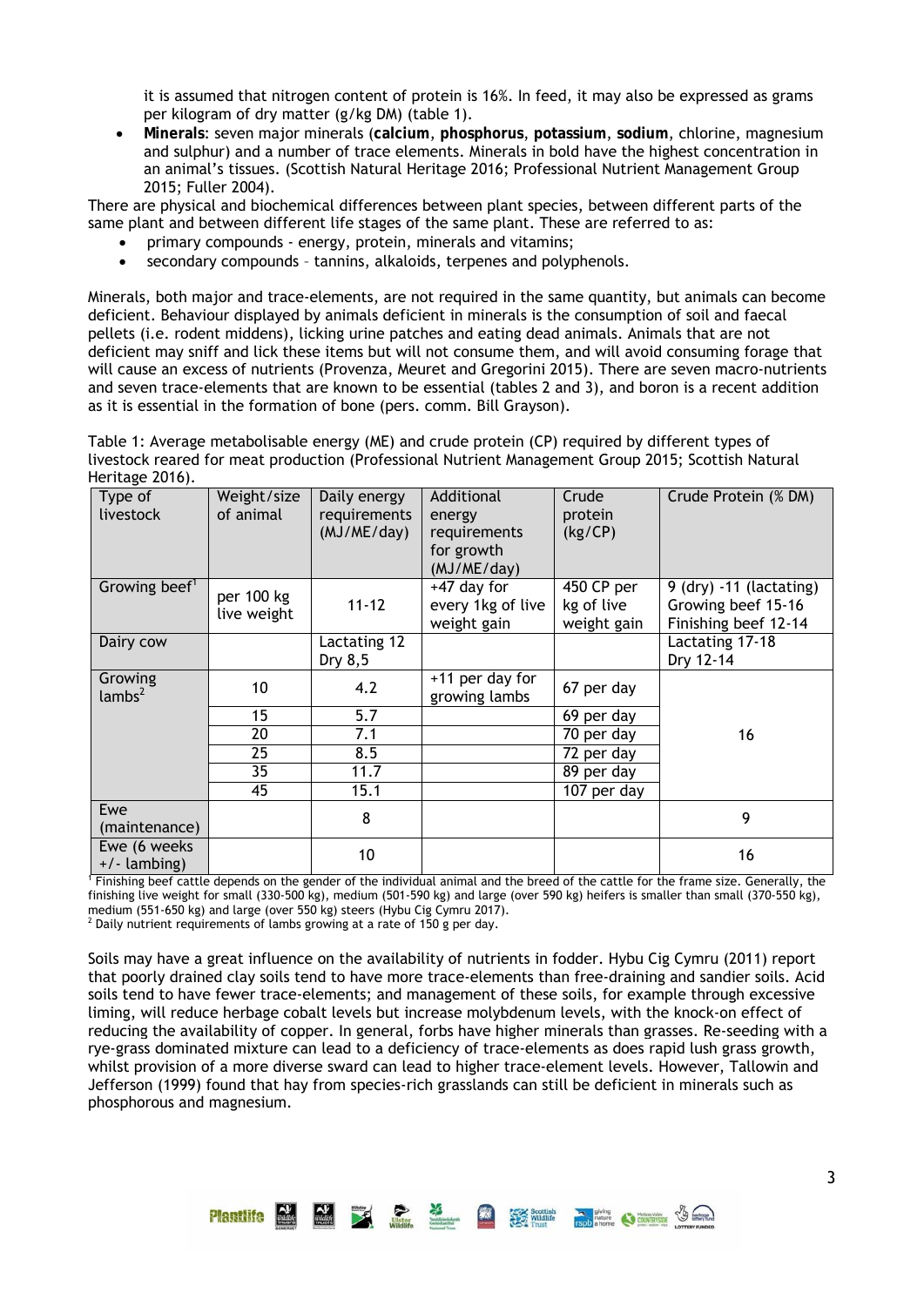it is assumed that nitrogen content of protein is 16%. In feed, it may also be expressed as grams per kilogram of dry matter (g/kg DM) (table 1).

- **Minerals**: seven major minerals (**calcium**, **phosphorus**, **potassium**, **sodium**, chlorine, magnesium and sulphur) and a number of trace elements. Minerals in bold have the highest concentration in an animal's tissues. (Scottish Natural Heritage 2016; Professional Nutrient Management Group 2015; Fuller 2004).

There are physical and biochemical differences between plant species, between different parts of the same plant and between different life stages of the same plant. These are referred to as:

- primary compounds - energy, protein, minerals and vitamins;
- secondary compounds – tannins, alkaloids, terpenes and polyphenols.

Minerals, both major and trace-elements, are not required in the same quantity, but animals can become deficient. Behaviour displayed by animals deficient in minerals is the consumption of soil and faecal pellets (i.e. rodent middens), licking urine patches and eating dead animals. Animals that are not deficient may sniff and lick these items but will not consume them, and will avoid consuming forage that will cause an excess of nutrients (Provenza, Meuret and Gregorini 2015). There are seven macro-nutrients and seven trace-elements that are known to be essential (tables 2 and 3), and boron is a recent addition as it is essential in the formation of bone (pers. comm. Bill Grayson).

Table 1: Average metabolisable energy (ME) and crude protein (CP) required by different types of livestock reared for meat production (Professional Nutrient Management Group 2015; Scottish Natural Heritage 2016).

| Type of livestock | Weight/size of animal | Daily energy requirements (MJ/ME/day) | Additional energy requirements for growth (MJ/ME/day) | Crude protein (kg/CP) | Crude Protein (% DM) |
|---|---|---|---|---|---|
| Growing beef[1] | per 100 kg live weight | 11-12 | +47 day for every 1kg of live weight gain | 450 CP per kg of live weight gain | 9 (dry) -11 (lactating) Growing beef 15-16 Finishing beef 12-14 |
| Dairy cow | | Lactating 12 Dry 8,5 | | | Lactating 17-18 Dry 12-14 |
| Growing lambs[2] | 10 | 4.2 | +11 per day for growing lambs | 67 per day | 16 |
| | 15 | 5.7 | | 69 per day | |
| | 20 | 7.1 | | 70 per day | |
| | 25 | 8.5 | | 72 per day | |
| | 35 | 11.7 | | 89 per day | |
| | 45 | 15.1 | | 107 per day | |
| Ewe (maintenance) | | 8 | | | 9 |
| Ewe (6 weeks +/- lambing) | | 10 | | | 16 |

[1] Finishing beef cattle depends on the gender of the individual animal and the breed of the cattle for the frame size. Generally, the finishing live weight for small (330-500 kg), medium (501-590 kg) and large (over 590 kg) heifers is smaller than small (370-550 kg), medium (551-650 kg) and large (over 550 kg) steers (Hybu Cig Cymru 2017).

[2] Daily nutrient requirements of lambs growing at a rate of 150 g per day.

Soils may have a great influence on the availability of nutrients in fodder. Hybu Cig Cymru (2011) report that poorly drained clay soils tend to have more trace-elements than free-draining and sandier soils. Acid soils tend to have fewer trace-elements; and management of these soils, for example through excessive liming, will reduce herbage cobalt levels but increase molybdenum levels, with the knock-on effect of reducing the availability of copper. In general, forbs have higher minerals than grasses. Re-seeding with a rye-grass dominated mixture can lead to a deficiency of trace-elements as does rapid lush grass growth, whilst provision of a more diverse sward can lead to higher trace-element levels. However, Tallowin and Jefferson (1999) found that hay from species-rich grasslands can still be deficient in minerals such as phosphorous and magnesium.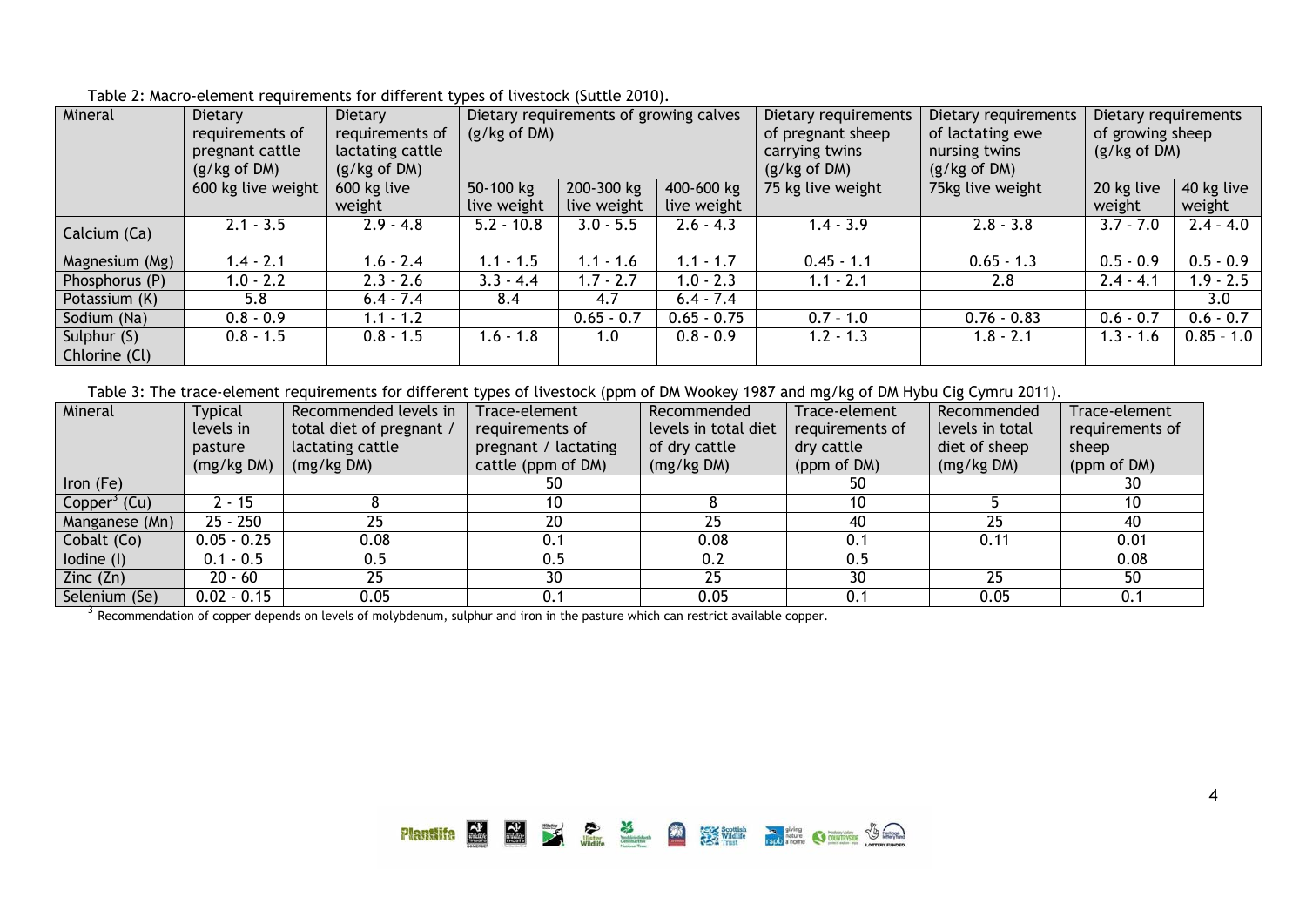Table 2: Macro-element requirements for different types of livestock (Suttle 2010).

| Mineral | Dietary requirements of pregnant cattle (g/kg of DM) | Dietary requirements of lactating cattle (g/kg of DM) | Dietary requirements of growing calves (g/kg of DM) | | | Dietary requirements of pregnant sheep carrying twins (g/kg of DM) | Dietary requirements of lactating ewe nursing twins (g/kg of DM) | Dietary requirements of growing sheep (g/kg of DM) | |
|---|---|---|---|---|---|---|---|---|---|
| | 600 kg live weight | 600 kg live weight | 50-100 kg live weight | 200-300 kg live weight | 400-600 kg live weight | 75 kg live weight | 75kg live weight | 20 kg live weight | 40 kg live weight |
| Calcium (Ca) | 2.1 - 3.5 | 2.9 - 4.8 | 5.2 - 10.8 | 3.0 - 5.5 | 2.6 - 4.3 | 1.4 - 3.9 | 2.8 - 3.8 | 3.7 – 7.0 | 2.4 – 4.0 |
| Magnesium (Mg) | 1.4 - 2.1 | 1.6 - 2.4 | 1.1 - 1.5 | 1.1 - 1.6 | 1.1 - 1.7 | 0.45 - 1.1 | 0.65 - 1.3 | 0.5 - 0.9 | 0.5 - 0.9 |
| Phosphorus (P) | 1.0 - 2.2 | 2.3 - 2.6 | 3.3 - 4.4 | 1.7 - 2.7 | 1.0 - 2.3 | 1.1 - 2.1 | 2.8 | 2.4 - 4.1 | 1.9 - 2.5 |
| Potassium (K) | 5.8 | 6.4 - 7.4 | 8.4 | 4.7 | 6.4 - 7.4 | | | | 3.0 |
| Sodium (Na) | 0.8 - 0.9 | 1.1 - 1.2 | | 0.65 - 0.7 | 0.65 - 0.75 | 0.7 – 1.0 | 0.76 - 0.83 | 0.6 - 0.7 | 0.6 - 0.7 |
| Sulphur (S) | 0.8 - 1.5 | 0.8 - 1.5 | 1.6 - 1.8 | 1.0 | 0.8 - 0.9 | 1.2 - 1.3 | 1.8 - 2.1 | 1.3 - 1.6 | 0.85 – 1.0 |
| Chlorine (Cl) | | | | | | | | | |

Table 3: The trace-element requirements for different types of livestock (ppm of DM Wookey 1987 and mg/kg of DM Hybu Cig Cymru 2011).

| Mineral | Typical levels in pasture (mg/kg DM) | Recommended levels in total diet of pregnant / lactating cattle (mg/kg DM) | Trace-element requirements of pregnant / lactating cattle (ppm of DM) | Recommended levels in total diet of dry cattle (mg/kg DM) | Trace-element requirements of dry cattle (ppm of DM) | Recommended levels in total diet of sheep (mg/kg DM) | Trace-element requirements of sheep (ppm of DM) |
|---|---|---|---|---|---|---|---|
| Iron (Fe) | | | 50 | | 50 | | 30 |
| Copper[3] (Cu) | 2 - 15 | 8 | 10 | 8 | 10 | 5 | 10 |
| Manganese (Mn) | 25 - 250 | 25 | 20 | 25 | 40 | 25 | 40 |
| Cobalt (Co) | 0.05 - 0.25 | 0.08 | 0.1 | 0.08 | 0.1 | 0.11 | 0.01 |
| Iodine (I) | 0.1 - 0.5 | 0.5 | 0.5 | 0.2 | 0.5 | | 0.08 |
| Zinc (Zn) | 20 - 60 | 25 | 30 | 25 | 30 | 25 | 50 |
| Selenium (Se) | 0.02 - 0.15 | 0.05 | 0.1 | 0.05 | 0.1 | 0.05 | 0.1 |

[3] Recommendation of copper depends on levels of molybdenum, sulphur and iron in the pasture which can restrict available copper.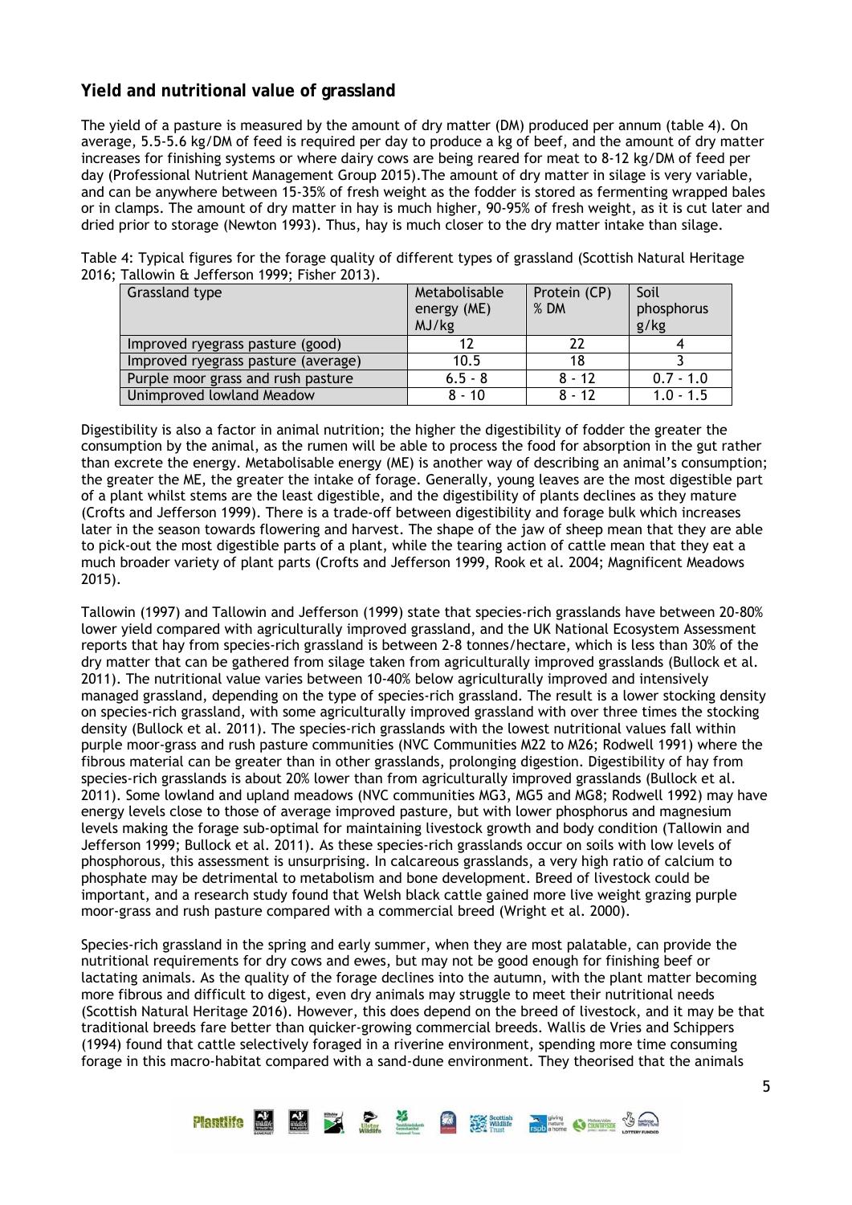## Yield and nutritional value of grassland

The yield of a pasture is measured by the amount of dry matter (DM) produced per annum (table 4). On average, 5.5-5.6 kg/DM of feed is required per day to produce a kg of beef, and the amount of dry matter increases for finishing systems or where dairy cows are being reared for meat to 8-12 kg/DM of feed per day (Professional Nutrient Management Group 2015).The amount of dry matter in silage is very variable, and can be anywhere between 15-35% of fresh weight as the fodder is stored as fermenting wrapped bales or in clamps. The amount of dry matter in hay is much higher, 90-95% of fresh weight, as it is cut later and dried prior to storage (Newton 1993). Thus, hay is much closer to the dry matter intake than silage.

Table 4: Typical figures for the forage quality of different types of grassland (Scottish Natural Heritage 2016; Tallowin & Jefferson 1999; Fisher 2013).

| Grassland type | Metabolisable energy (ME) MJ/kg | Protein (CP) % DM | Soil phosphorus g/kg |
|---|---|---|---|
| Improved ryegrass pasture (good) | 12 | 22 | 4 |
| Improved ryegrass pasture (average) | 10.5 | 18 | 3 |
| Purple moor grass and rush pasture | 6.5 - 8 | 8 - 12 | 0.7 - 1.0 |
| Unimproved lowland Meadow | 8 - 10 | 8 - 12 | 1.0 - 1.5 |

Digestibility is also a factor in animal nutrition; the higher the digestibility of fodder the greater the consumption by the animal, as the rumen will be able to process the food for absorption in the gut rather than excrete the energy. Metabolisable energy (ME) is another way of describing an animal's consumption; the greater the ME, the greater the intake of forage. Generally, young leaves are the most digestible part of a plant whilst stems are the least digestible, and the digestibility of plants declines as they mature (Crofts and Jefferson 1999). There is a trade-off between digestibility and forage bulk which increases later in the season towards flowering and harvest. The shape of the jaw of sheep mean that they are able to pick-out the most digestible parts of a plant, while the tearing action of cattle mean that they eat a much broader variety of plant parts (Crofts and Jefferson 1999, Rook et al. 2004; Magnificent Meadows 2015).

Tallowin (1997) and Tallowin and Jefferson (1999) state that species-rich grasslands have between 20-80% lower yield compared with agriculturally improved grassland, and the UK National Ecosystem Assessment reports that hay from species-rich grassland is between 2-8 tonnes/hectare, which is less than 30% of the dry matter that can be gathered from silage taken from agriculturally improved grasslands (Bullock et al. 2011). The nutritional value varies between 10-40% below agriculturally improved and intensively managed grassland, depending on the type of species-rich grassland. The result is a lower stocking density on species-rich grassland, with some agriculturally improved grassland with over three times the stocking density (Bullock et al. 2011). The species-rich grasslands with the lowest nutritional values fall within purple moor-grass and rush pasture communities (NVC Communities M22 to M26; Rodwell 1991) where the fibrous material can be greater than in other grasslands, prolonging digestion. Digestibility of hay from species-rich grasslands is about 20% lower than from agriculturally improved grasslands (Bullock et al. 2011). Some lowland and upland meadows (NVC communities MG3, MG5 and MG8; Rodwell 1992) may have energy levels close to those of average improved pasture, but with lower phosphorus and magnesium levels making the forage sub-optimal for maintaining livestock growth and body condition (Tallowin and Jefferson 1999; Bullock et al. 2011). As these species-rich grasslands occur on soils with low levels of phosphorous, this assessment is unsurprising. In calcareous grasslands, a very high ratio of calcium to phosphate may be detrimental to metabolism and bone development. Breed of livestock could be important, and a research study found that Welsh black cattle gained more live weight grazing purple moor-grass and rush pasture compared with a commercial breed (Wright et al. 2000).

Species-rich grassland in the spring and early summer, when they are most palatable, can provide the nutritional requirements for dry cows and ewes, but may not be good enough for finishing beef or lactating animals. As the quality of the forage declines into the autumn, with the plant matter becoming more fibrous and difficult to digest, even dry animals may struggle to meet their nutritional needs (Scottish Natural Heritage 2016). However, this does depend on the breed of livestock, and it may be that traditional breeds fare better than quicker-growing commercial breeds. Wallis de Vries and Schippers (1994) found that cattle selectively foraged in a riverine environment, spending more time consuming forage in this macro-habitat compared with a sand-dune environment. They theorised that the animals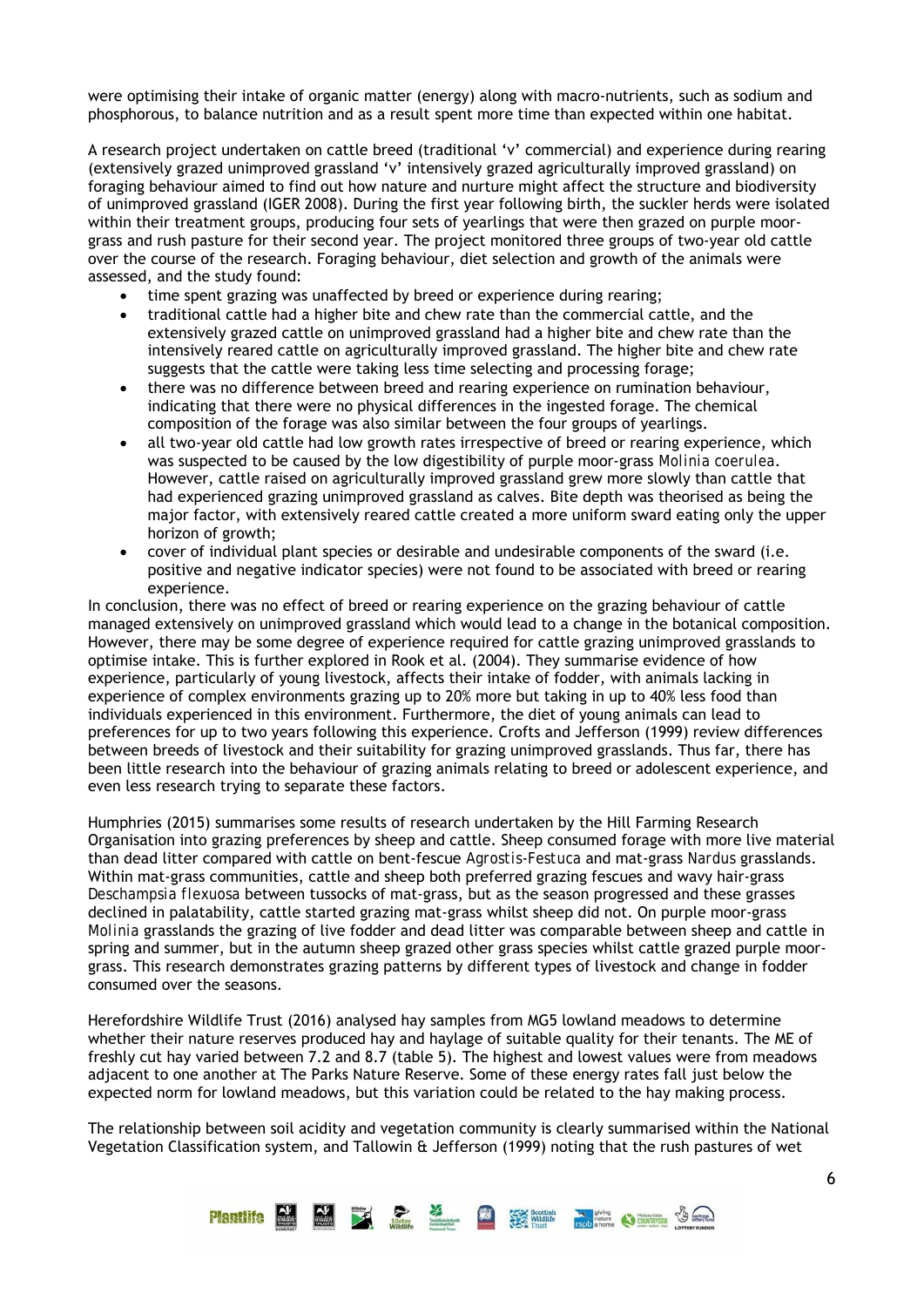were optimising their intake of organic matter (energy) along with macro-nutrients, such as sodium and phosphorous, to balance nutrition and as a result spent more time than expected within one habitat.

A research project undertaken on cattle breed (traditional 'v' commercial) and experience during rearing (extensively grazed unimproved grassland 'v' intensively grazed agriculturally improved grassland) on foraging behaviour aimed to find out how nature and nurture might affect the structure and biodiversity of unimproved grassland (IGER 2008). During the first year following birth, the suckler herds were isolated within their treatment groups, producing four sets of yearlings that were then grazed on purple moor-grass and rush pasture for their second year. The project monitored three groups of two-year old cattle over the course of the research. Foraging behaviour, diet selection and growth of the animals were assessed, and the study found:

- time spent grazing was unaffected by breed or experience during rearing;
- traditional cattle had a higher bite and chew rate than the commercial cattle, and the extensively grazed cattle on unimproved grassland had a higher bite and chew rate than the intensively reared cattle on agriculturally improved grassland. The higher bite and chew rate suggests that the cattle were taking less time selecting and processing forage;
- there was no difference between breed and rearing experience on rumination behaviour, indicating that there were no physical differences in the ingested forage. The chemical composition of the forage was also similar between the four groups of yearlings.
- all two-year old cattle had low growth rates irrespective of breed or rearing experience, which was suspected to be caused by the low digestibility of purple moor-grass *Molinia coerulea*. However, cattle raised on agriculturally improved grassland grew more slowly than cattle that had experienced grazing unimproved grassland as calves. Bite depth was theorised as being the major factor, with extensively reared cattle created a more uniform sward eating only the upper horizon of growth;
- cover of individual plant species or desirable and undesirable components of the sward (i.e. positive and negative indicator species) were not found to be associated with breed or rearing experience.

In conclusion, there was no effect of breed or rearing experience on the grazing behaviour of cattle managed extensively on unimproved grassland which would lead to a change in the botanical composition. However, there may be some degree of experience required for cattle grazing unimproved grasslands to optimise intake. This is further explored in Rook et al. (2004). They summarise evidence of how experience, particularly of young livestock, affects their intake of fodder, with animals lacking in experience of complex environments grazing up to 20% more but taking in up to 40% less food than individuals experienced in this environment. Furthermore, the diet of young animals can lead to preferences for up to two years following this experience. Crofts and Jefferson (1999) review differences between breeds of livestock and their suitability for grazing unimproved grasslands. Thus far, there has been little research into the behaviour of grazing animals relating to breed or adolescent experience, and even less research trying to separate these factors.

Humphries (2015) summarises some results of research undertaken by the Hill Farming Research Organisation into grazing preferences by sheep and cattle. Sheep consumed forage with more live material than dead litter compared with cattle on bent-fescue *Agrostis-Festuca* and mat-grass *Nardus* grasslands. Within mat-grass communities, cattle and sheep both preferred grazing fescues and wavy hair-grass *Deschampsia flexuosa* between tussocks of mat-grass, but as the season progressed and these grasses declined in palatability, cattle started grazing mat-grass whilst sheep did not. On purple moor-grass *Molinia* grasslands the grazing of live fodder and dead litter was comparable between sheep and cattle in spring and summer, but in the autumn sheep grazed other grass species whilst cattle grazed purple moor-grass. This research demonstrates grazing patterns by different types of livestock and change in fodder consumed over the seasons.

Herefordshire Wildlife Trust (2016) analysed hay samples from MG5 lowland meadows to determine whether their nature reserves produced hay and haylage of suitable quality for their tenants. The ME of freshly cut hay varied between 7.2 and 8.7 (table 5). The highest and lowest values were from meadows adjacent to one another at The Parks Nature Reserve. Some of these energy rates fall just below the expected norm for lowland meadows, but this variation could be related to the hay making process.

The relationship between soil acidity and vegetation community is clearly summarised within the National Vegetation Classification system, and Tallowin & Jefferson (1999) noting that the rush pastures of wet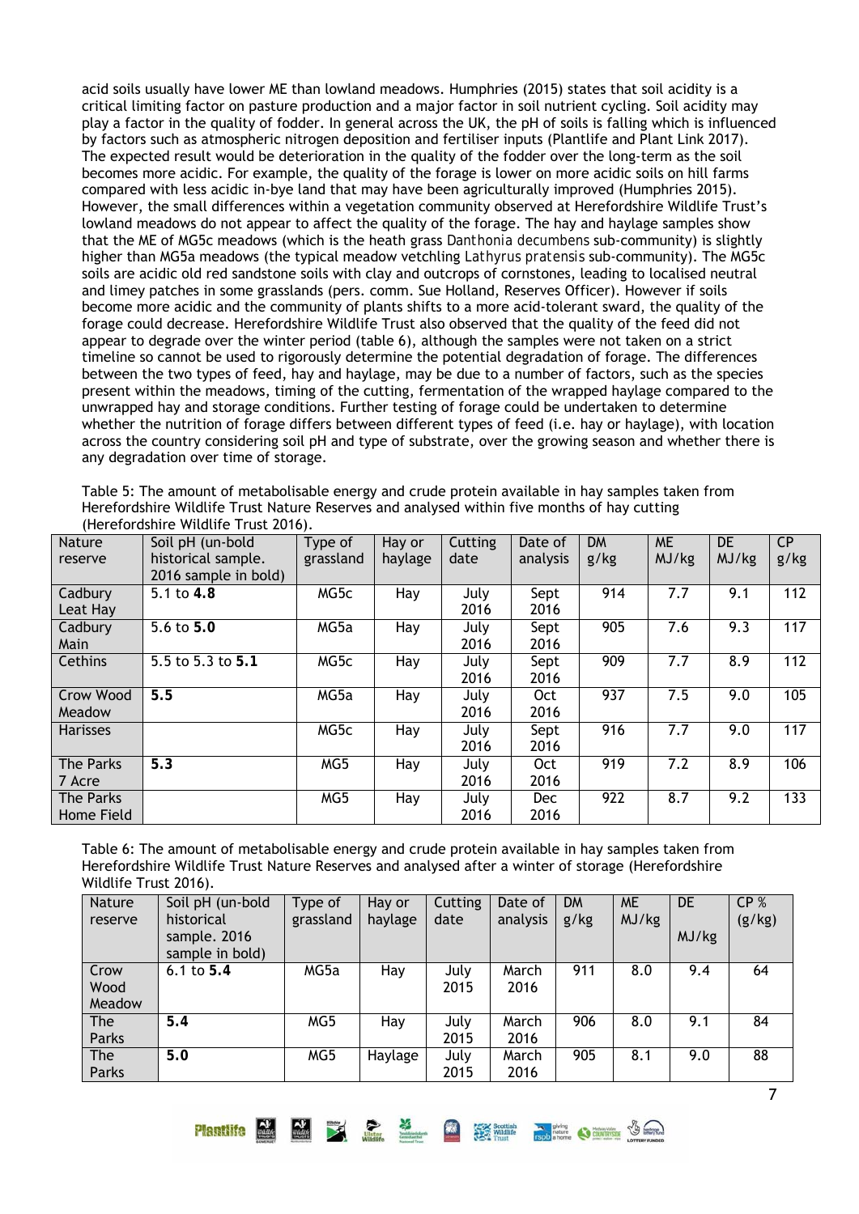acid soils usually have lower ME than lowland meadows. Humphries (2015) states that soil acidity is a critical limiting factor on pasture production and a major factor in soil nutrient cycling. Soil acidity may play a factor in the quality of fodder. In general across the UK, the pH of soils is falling which is influenced by factors such as atmospheric nitrogen deposition and fertiliser inputs (Plantlife and Plant Link 2017). The expected result would be deterioration in the quality of the fodder over the long-term as the soil becomes more acidic. For example, the quality of the forage is lower on more acidic soils on hill farms compared with less acidic in-bye land that may have been agriculturally improved (Humphries 2015). However, the small differences within a vegetation community observed at Herefordshire Wildlife Trust's lowland meadows do not appear to affect the quality of the forage. The hay and haylage samples show that the ME of MG5c meadows (which is the heath grass *Danthonia decumbens* sub-community) is slightly higher than MG5a meadows (the typical meadow vetchling *Lathyrus pratensis* sub-community). The MG5c soils are acidic old red sandstone soils with clay and outcrops of cornstones, leading to localised neutral and limey patches in some grasslands (pers. comm. Sue Holland, Reserves Officer). However if soils become more acidic and the community of plants shifts to a more acid-tolerant sward, the quality of the forage could decrease. Herefordshire Wildlife Trust also observed that the quality of the feed did not appear to degrade over the winter period (table 6), although the samples were not taken on a strict timeline so cannot be used to rigorously determine the potential degradation of forage. The differences between the two types of feed, hay and haylage, may be due to a number of factors, such as the species present within the meadows, timing of the cutting, fermentation of the wrapped haylage compared to the unwrapped hay and storage conditions. Further testing of forage could be undertaken to determine whether the nutrition of forage differs between different types of feed (i.e. hay or haylage), with location across the country considering soil pH and type of substrate, over the growing season and whether there is any degradation over time of storage.

Table 5: The amount of metabolisable energy and crude protein available in hay samples taken from Herefordshire Wildlife Trust Nature Reserves and analysed within five months of hay cutting (Herefordshire Wildlife Trust 2016).

| Nature reserve | Soil pH (un-bold historical sample. 2016 sample in bold) | Type of grassland | Hay or haylage | Cutting date | Date of analysis | DM g/kg | ME MJ/kg | DE MJ/kg | CP g/kg |
|---|---|---|---|---|---|---|---|---|---|
| Cadbury Leat Hay | 5.1 to **4.8** | MG5c | Hay | July 2016 | Sept 2016 | 914 | 7.7 | 9.1 | 112 |
| Cadbury Main | 5.6 to **5.0** | MG5a | Hay | July 2016 | Sept 2016 | 905 | 7.6 | 9.3 | 117 |
| Cethins | 5.5 to 5.3 to **5.1** | MG5c | Hay | July 2016 | Sept 2016 | 909 | 7.7 | 8.9 | 112 |
| Crow Wood Meadow | **5.5** | MG5a | Hay | July 2016 | Oct 2016 | 937 | 7.5 | 9.0 | 105 |
| Harisses | | MG5c | Hay | July 2016 | Sept 2016 | 916 | 7.7 | 9.0 | 117 |
| The Parks 7 Acre | **5.3** | MG5 | Hay | July 2016 | Oct 2016 | 919 | 7.2 | 8.9 | 106 |
| The Parks Home Field | | MG5 | Hay | July 2016 | Dec 2016 | 922 | 8.7 | 9.2 | 133 |

Table 6: The amount of metabolisable energy and crude protein available in hay samples taken from Herefordshire Wildlife Trust Nature Reserves and analysed after a winter of storage (Herefordshire Wildlife Trust 2016).

| Nature reserve | Soil pH (un-bold historical sample. 2016 sample in bold) | Type of grassland | Hay or haylage | Cutting date | Date of analysis | DM g/kg | ME MJ/kg | DE MJ/kg | CP % (g/kg) |
|---|---|---|---|---|---|---|---|---|---|
| Crow Wood Meadow | 6.1 to **5.4** | MG5a | Hay | July 2015 | March 2016 | 911 | 8.0 | 9.4 | 64 |
| The Parks | **5.4** | MG5 | Hay | July 2015 | March 2016 | 906 | 8.0 | 9.1 | 84 |
| The Parks | **5.0** | MG5 | Haylage | July 2015 | March 2016 | 905 | 8.1 | 9.0 | 88 |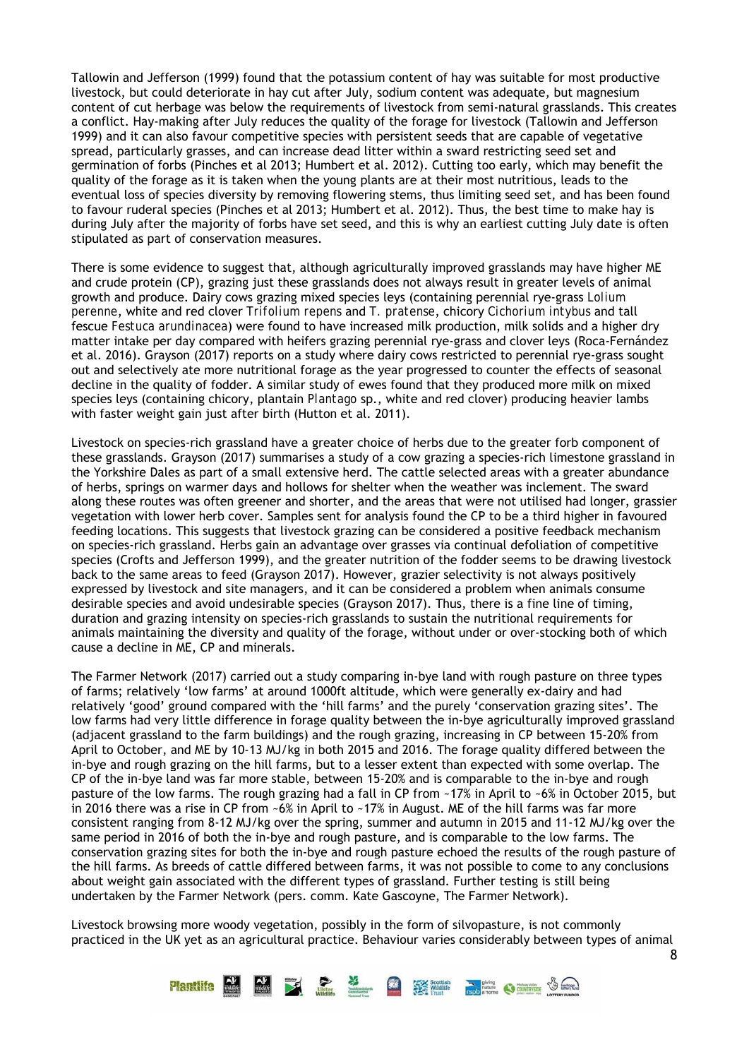Tallowin and Jefferson (1999) found that the potassium content of hay was suitable for most productive livestock, but could deteriorate in hay cut after July, sodium content was adequate, but magnesium content of cut herbage was below the requirements of livestock from semi-natural grasslands. This creates a conflict. Hay-making after July reduces the quality of the forage for livestock (Tallowin and Jefferson 1999) and it can also favour competitive species with persistent seeds that are capable of vegetative spread, particularly grasses, and can increase dead litter within a sward restricting seed set and germination of forbs (Pinches et al 2013; Humbert et al. 2012). Cutting too early, which may benefit the quality of the forage as it is taken when the young plants are at their most nutritious, leads to the eventual loss of species diversity by removing flowering stems, thus limiting seed set, and has been found to favour ruderal species (Pinches et al 2013; Humbert et al. 2012). Thus, the best time to make hay is during July after the majority of forbs have set seed, and this is why an earliest cutting July date is often stipulated as part of conservation measures.

There is some evidence to suggest that, although agriculturally improved grasslands may have higher ME and crude protein (CP), grazing just these grasslands does not always result in greater levels of animal growth and produce. Dairy cows grazing mixed species leys (containing perennial rye-grass *Lolium perenne*, white and red clover *Trifolium repens* and *T. pratense*, chicory *Cichorium intybus* and tall fescue *Festuca arundinacea*) were found to have increased milk production, milk solids and a higher dry matter intake per day compared with heifers grazing perennial rye-grass and clover leys (Roca-Fernández et al. 2016). Grayson (2017) reports on a study where dairy cows restricted to perennial rye-grass sought out and selectively ate more nutritional forage as the year progressed to counter the effects of seasonal decline in the quality of fodder. A similar study of ewes found that they produced more milk on mixed species leys (containing chicory, plantain *Plantago* sp., white and red clover) producing heavier lambs with faster weight gain just after birth (Hutton et al. 2011).

Livestock on species-rich grassland have a greater choice of herbs due to the greater forb component of these grasslands. Grayson (2017) summarises a study of a cow grazing a species-rich limestone grassland in the Yorkshire Dales as part of a small extensive herd. The cattle selected areas with a greater abundance of herbs, springs on warmer days and hollows for shelter when the weather was inclement. The sward along these routes was often greener and shorter, and the areas that were not utilised had longer, grassier vegetation with lower herb cover. Samples sent for analysis found the CP to be a third higher in favoured feeding locations. This suggests that livestock grazing can be considered a positive feedback mechanism on species-rich grassland. Herbs gain an advantage over grasses via continual defoliation of competitive species (Crofts and Jefferson 1999), and the greater nutrition of the fodder seems to be drawing livestock back to the same areas to feed (Grayson 2017). However, grazier selectivity is not always positively expressed by livestock and site managers, and it can be considered a problem when animals consume desirable species and avoid undesirable species (Grayson 2017). Thus, there is a fine line of timing, duration and grazing intensity on species-rich grasslands to sustain the nutritional requirements for animals maintaining the diversity and quality of the forage, without under or over-stocking both of which cause a decline in ME, CP and minerals.

The Farmer Network (2017) carried out a study comparing in-bye land with rough pasture on three types of farms; relatively 'low farms' at around 1000ft altitude, which were generally ex-dairy and had relatively 'good' ground compared with the 'hill farms' and the purely 'conservation grazing sites'. The low farms had very little difference in forage quality between the in-bye agriculturally improved grassland (adjacent grassland to the farm buildings) and the rough grazing, increasing in CP between 15-20% from April to October, and ME by 10-13 MJ/kg in both 2015 and 2016. The forage quality differed between the in-bye and rough grazing on the hill farms, but to a lesser extent than expected with some overlap. The CP of the in-bye land was far more stable, between 15-20% and is comparable to the in-bye and rough pasture of the low farms. The rough grazing had a fall in CP from ~17% in April to ~6% in October 2015, but in 2016 there was a rise in CP from ~6% in April to ~17% in August. ME of the hill farms was far more consistent ranging from 8-12 MJ/kg over the spring, summer and autumn in 2015 and 11-12 MJ/kg over the same period in 2016 of both the in-bye and rough pasture, and is comparable to the low farms. The conservation grazing sites for both the in-bye and rough pasture echoed the results of the rough pasture of the hill farms. As breeds of cattle differed between farms, it was not possible to come to any conclusions about weight gain associated with the different types of grassland. Further testing is still being undertaken by the Farmer Network (pers. comm. Kate Gascoyne, The Farmer Network).

Livestock browsing more woody vegetation, possibly in the form of silvopasture, is not commonly practiced in the UK yet as an agricultural practice. Behaviour varies considerably between types of animal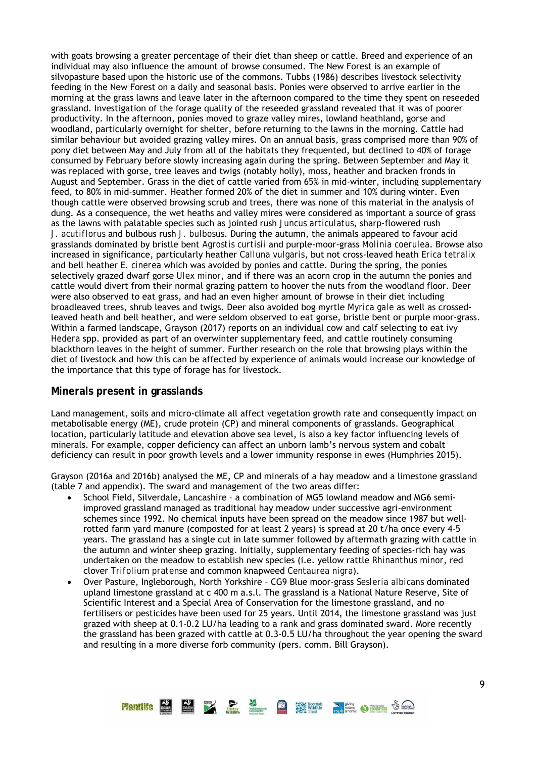with goats browsing a greater percentage of their diet than sheep or cattle. Breed and experience of an individual may also influence the amount of browse consumed. The New Forest is an example of silvopasture based upon the historic use of the commons. Tubbs (1986) describes livestock selectivity feeding in the New Forest on a daily and seasonal basis. Ponies were observed to arrive earlier in the morning at the grass lawns and leave later in the afternoon compared to the time they spent on reseeded grassland. Investigation of the forage quality of the reseeded grassland revealed that it was of poorer productivity. In the afternoon, ponies moved to graze valley mires, lowland heathland, gorse and woodland, particularly overnight for shelter, before returning to the lawns in the morning. Cattle had similar behaviour but avoided grazing valley mires. On an annual basis, grass comprised more than 90% of pony diet between May and July from all of the habitats they frequented, but declined to 40% of forage consumed by February before slowly increasing again during the spring. Between September and May it was replaced with gorse, tree leaves and twigs (notably holly), moss, heather and bracken fronds in August and September. Grass in the diet of cattle varied from 65% in mid-winter, including supplementary feed, to 80% in mid-summer. Heather formed 20% of the diet in summer and 10% during winter. Even though cattle were observed browsing scrub and trees, there was none of this material in the analysis of dung. As a consequence, the wet heaths and valley mires were considered as important a source of grass as the lawns with palatable species such as jointed rush *Juncus articulatus*, sharp-flowered rush *J. acutiflorus* and bulbous rush *J. bulbosus*. During the autumn, the animals appeared to favour acid grasslands dominated by bristle bent *Agrostis curtisii* and purple-moor-grass *Molinia coerulea*. Browse also increased in significance, particularly heather *Calluna vulgaris*, but not cross-leaved heath *Erica tetralix* and bell heather *E. cinerea* which was avoided by ponies and cattle. During the spring, the ponies selectively grazed dwarf gorse *Ulex minor*, and if there was an acorn crop in the autumn the ponies and cattle would divert from their normal grazing pattern to hoover the nuts from the woodland floor. Deer were also observed to eat grass, and had an even higher amount of browse in their diet including broadleaved trees, shrub leaves and twigs. Deer also avoided bog myrtle *Myrica gale* as well as crossed-leaved heath and bell heather, and were seldom observed to eat gorse, bristle bent or purple moor-grass. Within a farmed landscape, Grayson (2017) reports on an individual cow and calf selecting to eat ivy *Hedera* spp. provided as part of an overwinter supplementary feed, and cattle routinely consuming blackthorn leaves in the height of summer. Further research on the role that browsing plays within the diet of livestock and how this can be affected by experience of animals would increase our knowledge of the importance that this type of forage has for livestock.

## Minerals present in grasslands

Land management, soils and micro-climate all affect vegetation growth rate and consequently impact on metabolisable energy (ME), crude protein (CP) and mineral components of grasslands. Geographical location, particularly latitude and elevation above sea level, is also a key factor influencing levels of minerals. For example, copper deficiency can affect an unborn lamb's nervous system and cobalt deficiency can result in poor growth levels and a lower immunity response in ewes (Humphries 2015).

Grayson (2016a and 2016b) analysed the ME, CP and minerals of a hay meadow and a limestone grassland (table 7 and appendix). The sward and management of the two areas differ:

- School Field, Silverdale, Lancashire – a combination of MG5 lowland meadow and MG6 semi-improved grassland managed as traditional hay meadow under successive agri-environment schemes since 1992. No chemical inputs have been spread on the meadow since 1987 but well-rotted farm yard manure (composted for at least 2 years) is spread at 20 t/ha once every 4-5 years. The grassland has a single cut in late summer followed by aftermath grazing with cattle in the autumn and winter sheep grazing. Initially, supplementary feeding of species-rich hay was undertaken on the meadow to establish new species (i.e. yellow rattle *Rhinanthus minor*, red clover *Trifolium pratense* and common knapweed *Centaurea nigra*).
- Over Pasture, Ingleborough, North Yorkshire – CG9 Blue moor-grass *Sesleria albicans* dominated upland limestone grassland at c 400 m a.s.l. The grassland is a National Nature Reserve, Site of Scientific Interest and a Special Area of Conservation for the limestone grassland, and no fertilisers or pesticides have been used for 25 years. Until 2014, the limestone grassland was just grazed with sheep at 0.1-0.2 LU/ha leading to a rank and grass dominated sward. More recently the grassland has been grazed with cattle at 0.3-0.5 LU/ha throughout the year opening the sward and resulting in a more diverse forb community (pers. comm. Bill Grayson).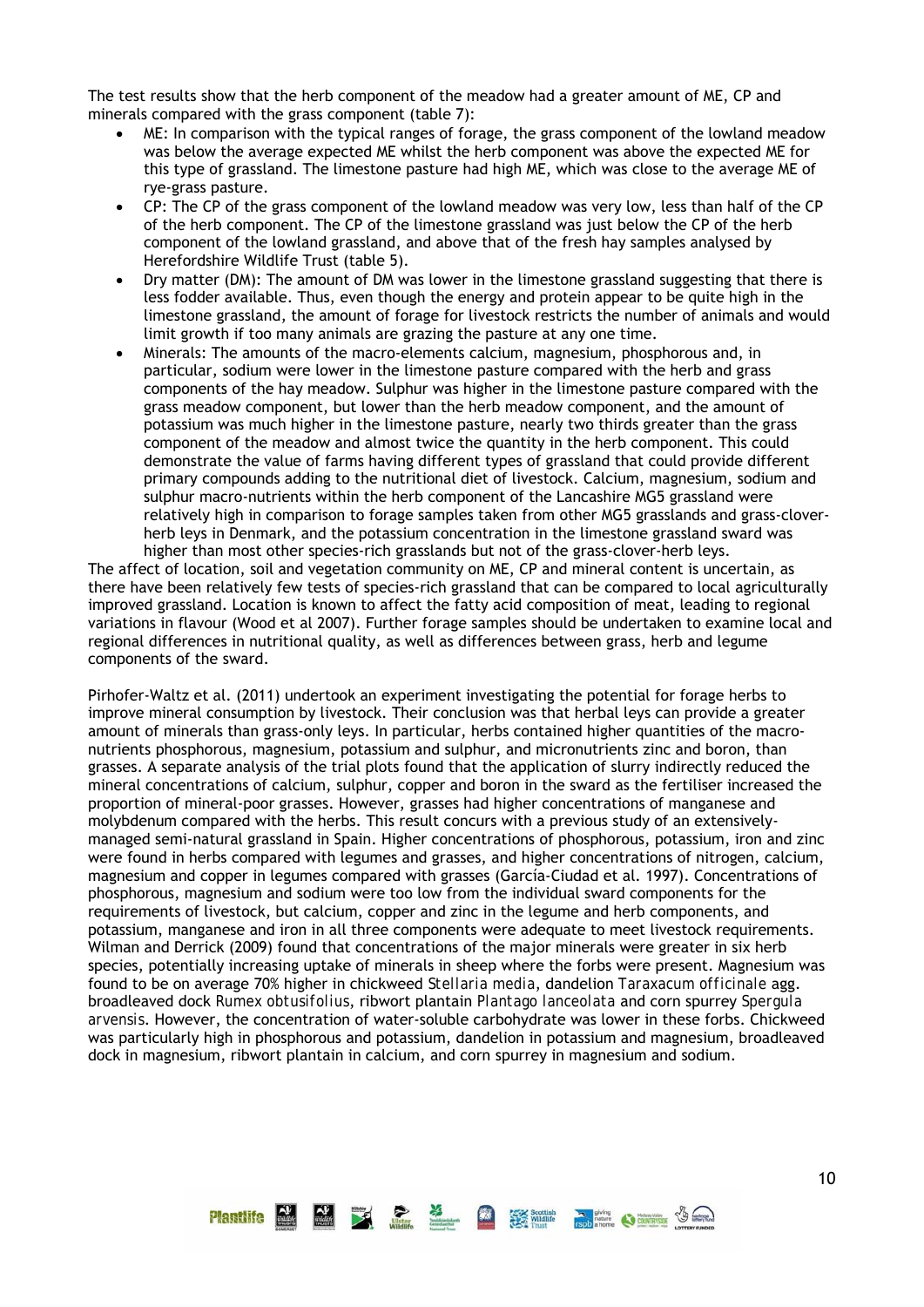The test results show that the herb component of the meadow had a greater amount of ME, CP and minerals compared with the grass component (table 7):

- ME: In comparison with the typical ranges of forage, the grass component of the lowland meadow was below the average expected ME whilst the herb component was above the expected ME for this type of grassland. The limestone pasture had high ME, which was close to the average ME of rye-grass pasture.
- CP: The CP of the grass component of the lowland meadow was very low, less than half of the CP of the herb component. The CP of the limestone grassland was just below the CP of the herb component of the lowland grassland, and above that of the fresh hay samples analysed by Herefordshire Wildlife Trust (table 5).
- Dry matter (DM): The amount of DM was lower in the limestone grassland suggesting that there is less fodder available. Thus, even though the energy and protein appear to be quite high in the limestone grassland, the amount of forage for livestock restricts the number of animals and would limit growth if too many animals are grazing the pasture at any one time.
- Minerals: The amounts of the macro-elements calcium, magnesium, phosphorous and, in particular, sodium were lower in the limestone pasture compared with the herb and grass components of the hay meadow. Sulphur was higher in the limestone pasture compared with the grass meadow component, but lower than the herb meadow component, and the amount of potassium was much higher in the limestone pasture, nearly two thirds greater than the grass component of the meadow and almost twice the quantity in the herb component. This could demonstrate the value of farms having different types of grassland that could provide different primary compounds adding to the nutritional diet of livestock. Calcium, magnesium, sodium and sulphur macro-nutrients within the herb component of the Lancashire MG5 grassland were relatively high in comparison to forage samples taken from other MG5 grasslands and grass-clover-herb leys in Denmark, and the potassium concentration in the limestone grassland sward was higher than most other species-rich grasslands but not of the grass-clover-herb leys.

The affect of location, soil and vegetation community on ME, CP and mineral content is uncertain, as there have been relatively few tests of species-rich grassland that can be compared to local agriculturally improved grassland. Location is known to affect the fatty acid composition of meat, leading to regional variations in flavour (Wood et al 2007). Further forage samples should be undertaken to examine local and regional differences in nutritional quality, as well as differences between grass, herb and legume components of the sward.

Pirhofer-Waltz et al. (2011) undertook an experiment investigating the potential for forage herbs to improve mineral consumption by livestock. Their conclusion was that herbal leys can provide a greater amount of minerals than grass-only leys. In particular, herbs contained higher quantities of the macro-nutrients phosphorous, magnesium, potassium and sulphur, and micronutrients zinc and boron, than grasses. A separate analysis of the trial plots found that the application of slurry indirectly reduced the mineral concentrations of calcium, sulphur, copper and boron in the sward as the fertiliser increased the proportion of mineral-poor grasses. However, grasses had higher concentrations of manganese and molybdenum compared with the herbs. This result concurs with a previous study of an extensively-managed semi-natural grassland in Spain. Higher concentrations of phosphorous, potassium, iron and zinc were found in herbs compared with legumes and grasses, and higher concentrations of nitrogen, calcium, magnesium and copper in legumes compared with grasses (García-Ciudad et al. 1997). Concentrations of phosphorous, magnesium and sodium were too low from the individual sward components for the requirements of livestock, but calcium, copper and zinc in the legume and herb components, and potassium, manganese and iron in all three components were adequate to meet livestock requirements. Wilman and Derrick (2009) found that concentrations of the major minerals were greater in six herb species, potentially increasing uptake of minerals in sheep where the forbs were present. Magnesium was found to be on average 70% higher in chickweed *Stellaria media*, dandelion *Taraxacum officinale* agg. broadleaved dock *Rumex obtusifolius*, ribwort plantain *Plantago lanceolata* and corn spurrey *Spergula arvensis*. However, the concentration of water-soluble carbohydrate was lower in these forbs. Chickweed was particularly high in phosphorous and potassium, dandelion in potassium and magnesium, broadleaved dock in magnesium, ribwort plantain in calcium, and corn spurrey in magnesium and sodium.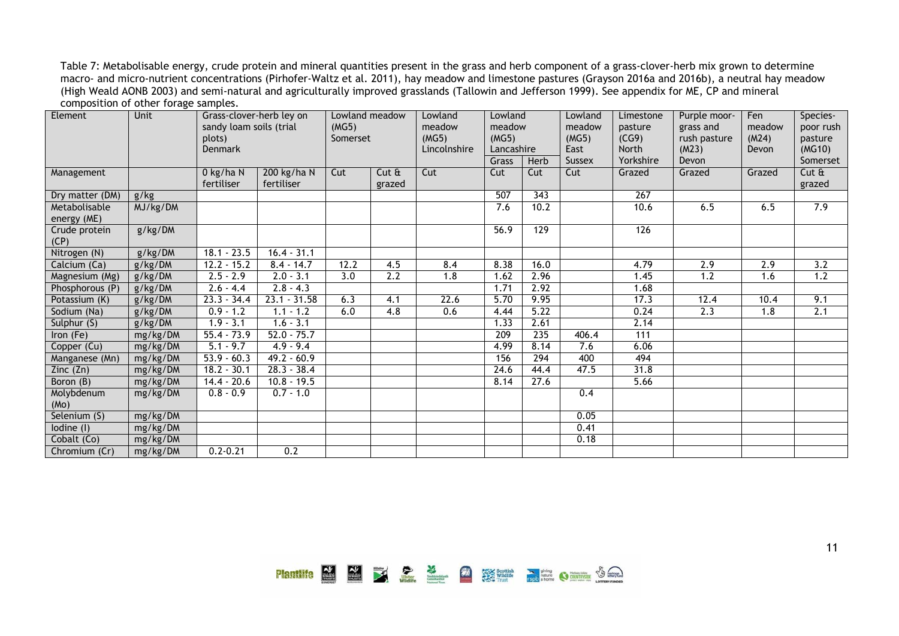Table 7: Metabolisable energy, crude protein and mineral quantities present in the grass and herb component of a grass-clover-herb mix grown to determine macro- and micro-nutrient concentrations (Pirhofer-Waltz et al. 2011), hay meadow and limestone pastures (Grayson 2016a and 2016b), a neutral hay meadow (High Weald AONB 2003) and semi-natural and agriculturally improved grasslands (Tallowin and Jefferson 1999). See appendix for ME, CP and mineral composition of other forage samples.

| Element | Unit | Grass-clover-herb ley on sandy loam soils (trial plots) Denmark | | Lowland meadow (MG5) Somerset | | Lowland meadow (MG5) Lincolnshire | Lowland meadow (MG5) Lancashire | | Lowland meadow (MG5) East Sussex | Limestone pasture (CG9) North Yorkshire | Purple moor-grass and rush pasture (M23) Devon | Fen meadow (M24) Devon | Species-poor rush pasture (MG10) Somerset |
|---|---|---|---|---|---|---|---|---|---|---|---|---|---|
| | | | | | | | Grass | Herb | | | | | |
| Management | | 0 kg/ha N fertiliser | 200 kg/ha N fertiliser | Cut | Cut & grazed | Cut | Cut | Cut | Cut | Grazed | Grazed | Grazed | Cut & grazed |
| Dry matter (DM) | g/kg | | | | | | 507 | 343 | | 267 | | | |
| Metabolisable energy (ME) | MJ/kg/DM | | | | | | 7.6 | 10.2 | | 10.6 | 6.5 | 6.5 | 7.9 |
| Crude protein (CP) | g/kg/DM | | | | | | 56.9 | 129 | | 126 | | | |
| Nitrogen (N) | g/kg/DM | 18.1 - 23.5 | 16.4 - 31.1 | | | | | | | | | | |
| Calcium (Ca) | g/kg/DM | 12.2 - 15.2 | 8.4 - 14.7 | 12.2 | 4.5 | 8.4 | 8.38 | 16.0 | | 4.79 | 2.9 | 2.9 | 3.2 |
| Magnesium (Mg) | g/kg/DM | 2.5 - 2.9 | 2.0 - 3.1 | 3.0 | 2.2 | 1.8 | 1.62 | 2.96 | | 1.45 | 1.2 | 1.6 | 1.2 |
| Phosphorous (P) | g/kg/DM | 2.6 - 4.4 | 2.8 - 4.3 | | | | 1.71 | 2.92 | | 1.68 | | | |
| Potassium (K) | g/kg/DM | 23.3 - 34.4 | 23.1 - 31.58 | 6.3 | 4.1 | 22.6 | 5.70 | 9.95 | | 17.3 | 12.4 | 10.4 | 9.1 |
| Sodium (Na) | g/kg/DM | 0.9 - 1.2 | 1.1 - 1.2 | 6.0 | 4.8 | 0.6 | 4.44 | 5.22 | | 0.24 | 2.3 | 1.8 | 2.1 |
| Sulphur (S) | g/kg/DM | 1.9 - 3.1 | 1.6 - 3.1 | | | | 1.33 | 2.61 | | 2.14 | | | |
| Iron (Fe) | mg/kg/DM | 55.4 - 73.9 | 52.0 - 75.7 | | | | 209 | 235 | 406.4 | 111 | | | |
| Copper (Cu) | mg/kg/DM | 5.1 - 9.7 | 4.9 - 9.4 | | | | 4.99 | 8.14 | 7.6 | 6.06 | | | |
| Manganese (Mn) | mg/kg/DM | 53.9 - 60.3 | 49.2 - 60.9 | | | | 156 | 294 | 400 | 494 | | | |
| Zinc (Zn) | mg/kg/DM | 18.2 - 30.1 | 28.3 - 38.4 | | | | 24.6 | 44.4 | 47.5 | 31.8 | | | |
| Boron (B) | mg/kg/DM | 14.4 - 20.6 | 10.8 - 19.5 | | | | 8.14 | 27.6 | | 5.66 | | | |
| Molybdenum (Mo) | mg/kg/DM | 0.8 - 0.9 | 0.7 - 1.0 | | | | | | 0.4 | | | | |
| Selenium (S) | mg/kg/DM | | | | | | | | 0.05 | | | | |
| Iodine (I) | mg/kg/DM | | | | | | | | 0.41 | | | | |
| Cobalt (Co) | mg/kg/DM | | | | | | | | 0.18 | | | | |
| Chromium (Cr) | mg/kg/DM | 0.2-0.21 | 0.2 | | | | | | | | | | |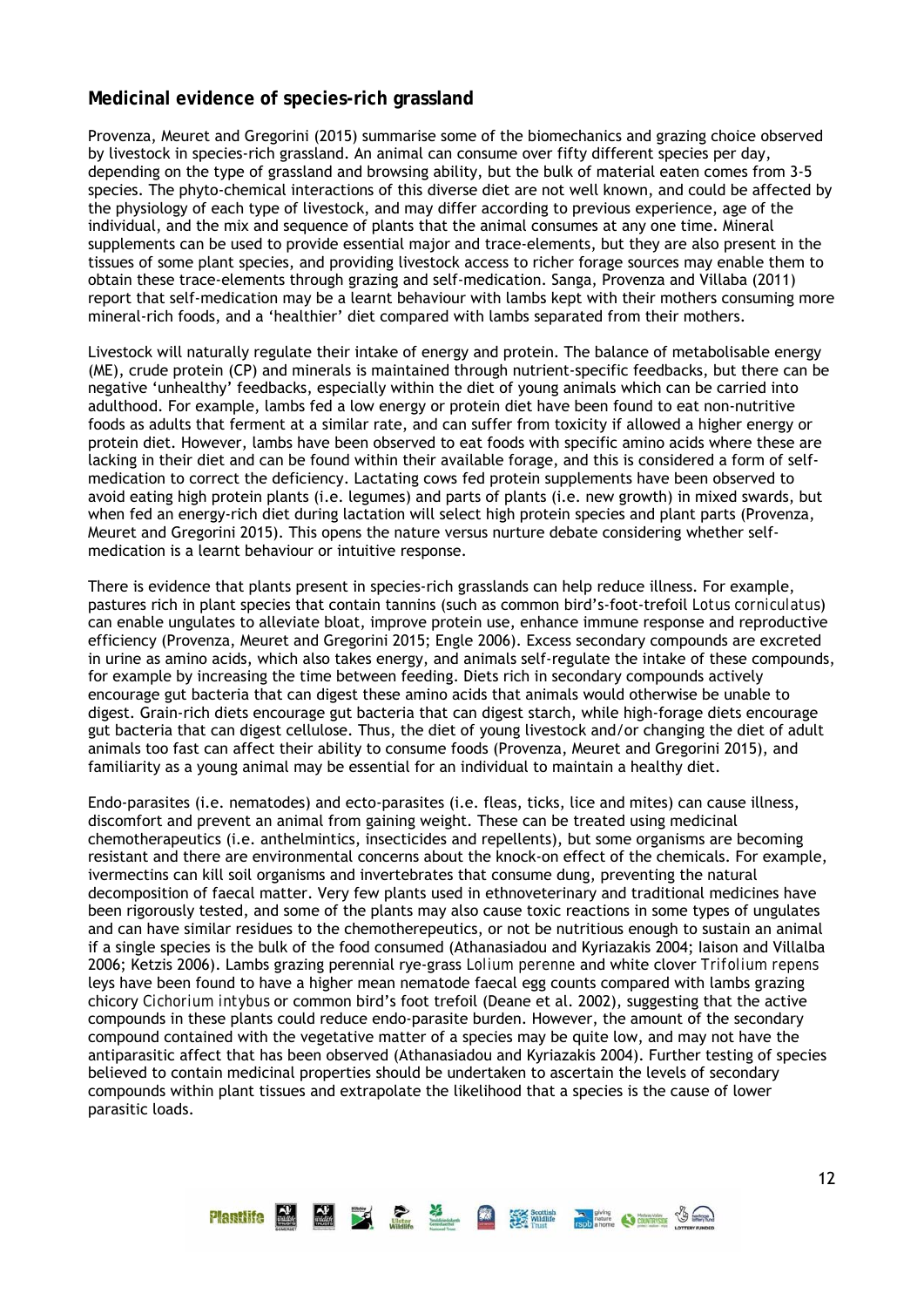## Medicinal evidence of species-rich grassland

Provenza, Meuret and Gregorini (2015) summarise some of the biomechanics and grazing choice observed by livestock in species-rich grassland. An animal can consume over fifty different species per day, depending on the type of grassland and browsing ability, but the bulk of material eaten comes from 3-5 species. The phyto-chemical interactions of this diverse diet are not well known, and could be affected by the physiology of each type of livestock, and may differ according to previous experience, age of the individual, and the mix and sequence of plants that the animal consumes at any one time. Mineral supplements can be used to provide essential major and trace-elements, but they are also present in the tissues of some plant species, and providing livestock access to richer forage sources may enable them to obtain these trace-elements through grazing and self-medication. Sanga, Provenza and Villaba (2011) report that self-medication may be a learnt behaviour with lambs kept with their mothers consuming more mineral-rich foods, and a 'healthier' diet compared with lambs separated from their mothers.

Livestock will naturally regulate their intake of energy and protein. The balance of metabolisable energy (ME), crude protein (CP) and minerals is maintained through nutrient-specific feedbacks, but there can be negative 'unhealthy' feedbacks, especially within the diet of young animals which can be carried into adulthood. For example, lambs fed a low energy or protein diet have been found to eat non-nutritive foods as adults that ferment at a similar rate, and can suffer from toxicity if allowed a higher energy or protein diet. However, lambs have been observed to eat foods with specific amino acids where these are lacking in their diet and can be found within their available forage, and this is considered a form of self-medication to correct the deficiency. Lactating cows fed protein supplements have been observed to avoid eating high protein plants (i.e. legumes) and parts of plants (i.e. new growth) in mixed swards, but when fed an energy-rich diet during lactation will select high protein species and plant parts (Provenza, Meuret and Gregorini 2015). This opens the nature versus nurture debate considering whether self-medication is a learnt behaviour or intuitive response.

There is evidence that plants present in species-rich grasslands can help reduce illness. For example, pastures rich in plant species that contain tannins (such as common bird's-foot-trefoil *Lotus corniculatus*) can enable ungulates to alleviate bloat, improve protein use, enhance immune response and reproductive efficiency (Provenza, Meuret and Gregorini 2015; Engle 2006). Excess secondary compounds are excreted in urine as amino acids, which also takes energy, and animals self-regulate the intake of these compounds, for example by increasing the time between feeding. Diets rich in secondary compounds actively encourage gut bacteria that can digest these amino acids that animals would otherwise be unable to digest. Grain-rich diets encourage gut bacteria that can digest starch, while high-forage diets encourage gut bacteria that can digest cellulose. Thus, the diet of young livestock and/or changing the diet of adult animals too fast can affect their ability to consume foods (Provenza, Meuret and Gregorini 2015), and familiarity as a young animal may be essential for an individual to maintain a healthy diet.

Endo-parasites (i.e. nematodes) and ecto-parasites (i.e. fleas, ticks, lice and mites) can cause illness, discomfort and prevent an animal from gaining weight. These can be treated using medicinal chemotherapeutics (i.e. anthelmintics, insecticides and repellents), but some organisms are becoming resistant and there are environmental concerns about the knock-on effect of the chemicals. For example, ivermectins can kill soil organisms and invertebrates that consume dung, preventing the natural decomposition of faecal matter. Very few plants used in ethnoveterinary and traditional medicines have been rigorously tested, and some of the plants may also cause toxic reactions in some types of ungulates and can have similar residues to the chemotherepeutics, or not be nutritious enough to sustain an animal if a single species is the bulk of the food consumed (Athanasiadou and Kyriazakis 2004; Iaison and Villalba 2006; Ketzis 2006). Lambs grazing perennial rye-grass *Lolium perenne* and white clover *Trifolium repens* leys have been found to have a higher mean nematode faecal egg counts compared with lambs grazing chicory *Cichorium intybus* or common bird's foot trefoil (Deane et al. 2002), suggesting that the active compounds in these plants could reduce endo-parasite burden. However, the amount of the secondary compound contained with the vegetative matter of a species may be quite low, and may not have the antiparasitic affect that has been observed (Athanasiadou and Kyriazakis 2004). Further testing of species believed to contain medicinal properties should be undertaken to ascertain the levels of secondary compounds within plant tissues and extrapolate the likelihood that a species is the cause of lower parasitic loads.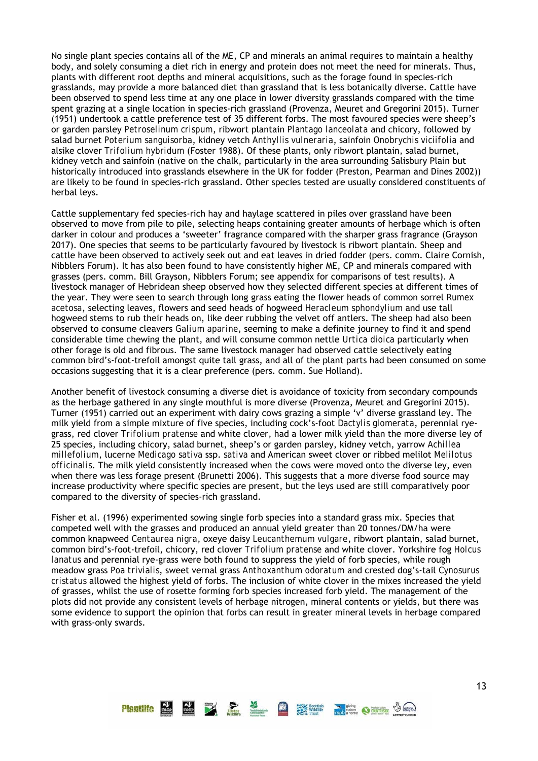No single plant species contains all of the ME, CP and minerals an animal requires to maintain a healthy body, and solely consuming a diet rich in energy and protein does not meet the need for minerals. Thus, plants with different root depths and mineral acquisitions, such as the forage found in species-rich grasslands, may provide a more balanced diet than grassland that is less botanically diverse. Cattle have been observed to spend less time at any one place in lower diversity grasslands compared with the time spent grazing at a single location in species-rich grassland (Provenza, Meuret and Gregorini 2015). Turner (1951) undertook a cattle preference test of 35 different forbs. The most favoured species were sheep's or garden parsley *Petroselinum crispum*, ribwort plantain *Plantago lanceolata* and chicory, followed by salad burnet *Poterium sanguisorba*, kidney vetch *Anthyllis vulneraria*, sainfoin *Onobrychis viciifolia* and alsike clover *Trifolium hybridum* (Foster 1988). Of these plants, only ribwort plantain, salad burnet, kidney vetch and sainfoin (native on the chalk, particularly in the area surrounding Salisbury Plain but historically introduced into grasslands elsewhere in the UK for fodder (Preston, Pearman and Dines 2002)) are likely to be found in species-rich grassland. Other species tested are usually considered constituents of herbal leys.

Cattle supplementary fed species-rich hay and haylage scattered in piles over grassland have been observed to move from pile to pile, selecting heaps containing greater amounts of herbage which is often darker in colour and produces a 'sweeter' fragrance compared with the sharper grass fragrance (Grayson 2017). One species that seems to be particularly favoured by livestock is ribwort plantain. Sheep and cattle have been observed to actively seek out and eat leaves in dried fodder (pers. comm. Claire Cornish, Nibblers Forum). It has also been found to have consistently higher ME, CP and minerals compared with grasses (pers. comm. Bill Grayson, Nibblers Forum; see appendix for comparisons of test results). A livestock manager of Hebridean sheep observed how they selected different species at different times of the year. They were seen to search through long grass eating the flower heads of common sorrel *Rumex acetosa*, selecting leaves, flowers and seed heads of hogweed *Heracleum sphondylium* and use tall hogweed stems to rub their heads on, like deer rubbing the velvet off antlers. The sheep had also been observed to consume cleavers *Galium aparine*, seeming to make a definite journey to find it and spend considerable time chewing the plant, and will consume common nettle *Urtica dioica* particularly when other forage is old and fibrous. The same livestock manager had observed cattle selectively eating common bird's-foot-trefoil amongst quite tall grass, and all of the plant parts had been consumed on some occasions suggesting that it is a clear preference (pers. comm. Sue Holland).

Another benefit of livestock consuming a diverse diet is avoidance of toxicity from secondary compounds as the herbage gathered in any single mouthful is more diverse (Provenza, Meuret and Gregorini 2015). Turner (1951) carried out an experiment with dairy cows grazing a simple 'v' diverse grassland ley. The milk yield from a simple mixture of five species, including cock's-foot *Dactylis glomerata*, perennial rye-grass, red clover *Trifolium pratense* and white clover, had a lower milk yield than the more diverse ley of 25 species, including chicory, salad burnet, sheep's or garden parsley, kidney vetch, yarrow *Achillea millefolium*, lucerne *Medicago sativa* ssp. *sativa* and American sweet clover or ribbed melilot *Melilotus officinalis*. The milk yield consistently increased when the cows were moved onto the diverse ley, even when there was less forage present (Brunetti 2006). This suggests that a more diverse food source may increase productivity where specific species are present, but the leys used are still comparatively poor compared to the diversity of species-rich grassland.

Fisher et al. (1996) experimented sowing single forb species into a standard grass mix. Species that competed well with the grasses and produced an annual yield greater than 20 tonnes/DM/ha were common knapweed *Centaurea nigra*, oxeye daisy *Leucanthemum vulgare*, ribwort plantain, salad burnet, common bird's-foot-trefoil, chicory, red clover *Trifolium pratense* and white clover. Yorkshire fog *Holcus lanatus* and perennial rye-grass were both found to suppress the yield of forb species, while rough meadow grass *Poa trivialis*, sweet vernal grass *Anthoxanthum odoratum* and crested dog's-tail *Cynosurus cristatus* allowed the highest yield of forbs. The inclusion of white clover in the mixes increased the yield of grasses, whilst the use of rosette forming forb species increased forb yield. The management of the plots did not provide any consistent levels of herbage nitrogen, mineral contents or yields, but there was some evidence to support the opinion that forbs can result in greater mineral levels in herbage compared with grass-only swards.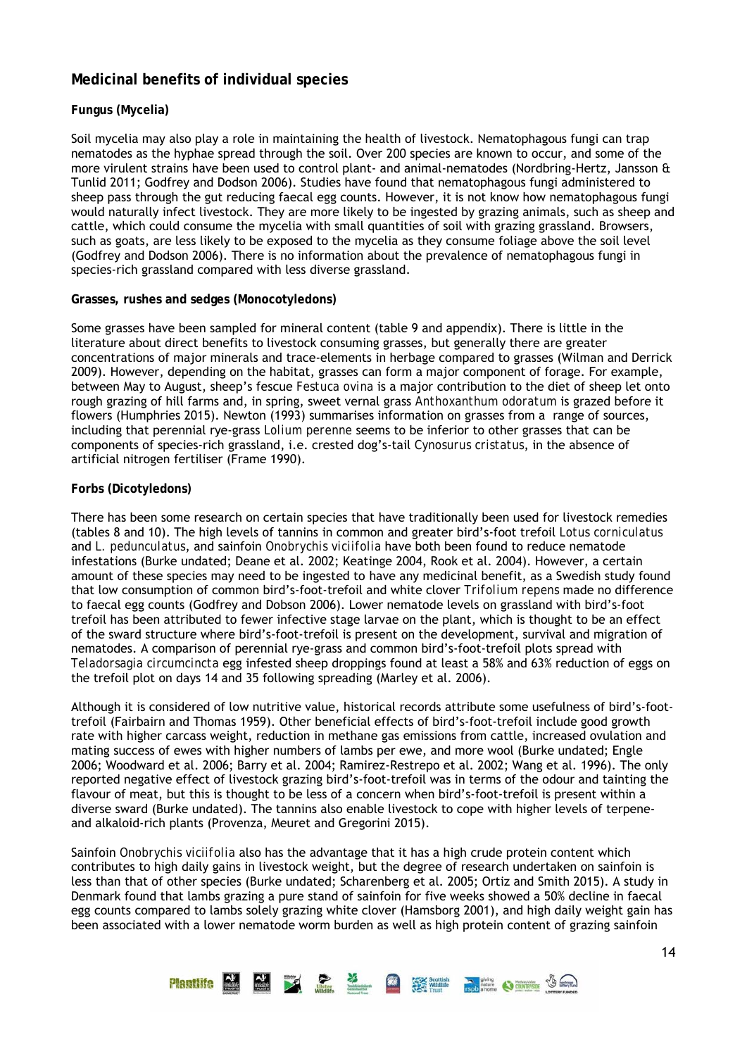## Medicinal benefits of individual species

### Fungus (Mycelia)

Soil mycelia may also play a role in maintaining the health of livestock. Nematophagous fungi can trap nematodes as the hyphae spread through the soil. Over 200 species are known to occur, and some of the more virulent strains have been used to control plant- and animal-nematodes (Nordbring-Hertz, Jansson & Tunlid 2011; Godfrey and Dodson 2006). Studies have found that nematophagous fungi administered to sheep pass through the gut reducing faecal egg counts. However, it is not know how nematophagous fungi would naturally infect livestock. They are more likely to be ingested by grazing animals, such as sheep and cattle, which could consume the mycelia with small quantities of soil with grazing grassland. Browsers, such as goats, are less likely to be exposed to the mycelia as they consume foliage above the soil level (Godfrey and Dodson 2006). There is no information about the prevalence of nematophagous fungi in species-rich grassland compared with less diverse grassland.

### Grasses, rushes and sedges (Monocotyledons)

Some grasses have been sampled for mineral content (table 9 and appendix). There is little in the literature about direct benefits to livestock consuming grasses, but generally there are greater concentrations of major minerals and trace-elements in herbage compared to grasses (Wilman and Derrick 2009). However, depending on the habitat, grasses can form a major component of forage. For example, between May to August, sheep's fescue *Festuca ovina* is a major contribution to the diet of sheep let onto rough grazing of hill farms and, in spring, sweet vernal grass *Anthoxanthum odoratum* is grazed before it flowers (Humphries 2015). Newton (1993) summarises information on grasses from a range of sources, including that perennial rye-grass *Lolium perenne* seems to be inferior to other grasses that can be components of species-rich grassland, i.e. crested dog's-tail *Cynosurus cristatus*, in the absence of artificial nitrogen fertiliser (Frame 1990).

### Forbs (Dicotyledons)

There has been some research on certain species that have traditionally been used for livestock remedies (tables 8 and 10). The high levels of tannins in common and greater bird's-foot trefoil *Lotus corniculatus* and *L. pedunculatus*, and sainfoin *Onobrychis viciifolia* have both been found to reduce nematode infestations (Burke undated; Deane et al. 2002; Keatinge 2004, Rook et al. 2004). However, a certain amount of these species may need to be ingested to have any medicinal benefit, as a Swedish study found that low consumption of common bird's-foot-trefoil and white clover *Trifolium repens* made no difference to faecal egg counts (Godfrey and Dobson 2006). Lower nematode levels on grassland with bird's-foot trefoil has been attributed to fewer infective stage larvae on the plant, which is thought to be an effect of the sward structure where bird's-foot-trefoil is present on the development, survival and migration of nematodes. A comparison of perennial rye-grass and common bird's-foot-trefoil plots spread with *Teladorsagia circumcincta* egg infested sheep droppings found at least a 58% and 63% reduction of eggs on the trefoil plot on days 14 and 35 following spreading (Marley et al. 2006).

Although it is considered of low nutritive value, historical records attribute some usefulness of bird's-foot-trefoil (Fairbairn and Thomas 1959). Other beneficial effects of bird's-foot-trefoil include good growth rate with higher carcass weight, reduction in methane gas emissions from cattle, increased ovulation and mating success of ewes with higher numbers of lambs per ewe, and more wool (Burke undated; Engle 2006; Woodward et al. 2006; Barry et al. 2004; Ramirez-Restrepo et al. 2002; Wang et al. 1996). The only reported negative effect of livestock grazing bird's-foot-trefoil was in terms of the odour and tainting the flavour of meat, but this is thought to be less of a concern when bird's-foot-trefoil is present within a diverse sward (Burke undated). The tannins also enable livestock to cope with higher levels of terpene- and alkaloid-rich plants (Provenza, Meuret and Gregorini 2015).

Sainfoin *Onobrychis viciifolia* also has the advantage that it has a high crude protein content which contributes to high daily gains in livestock weight, but the degree of research undertaken on sainfoin is less than that of other species (Burke undated; Scharenberg et al. 2005; Ortiz and Smith 2015). A study in Denmark found that lambs grazing a pure stand of sainfoin for five weeks showed a 50% decline in faecal egg counts compared to lambs solely grazing white clover (Hamsborg 2001), and high daily weight gain has been associated with a lower nematode worm burden as well as high protein content of grazing sainfoin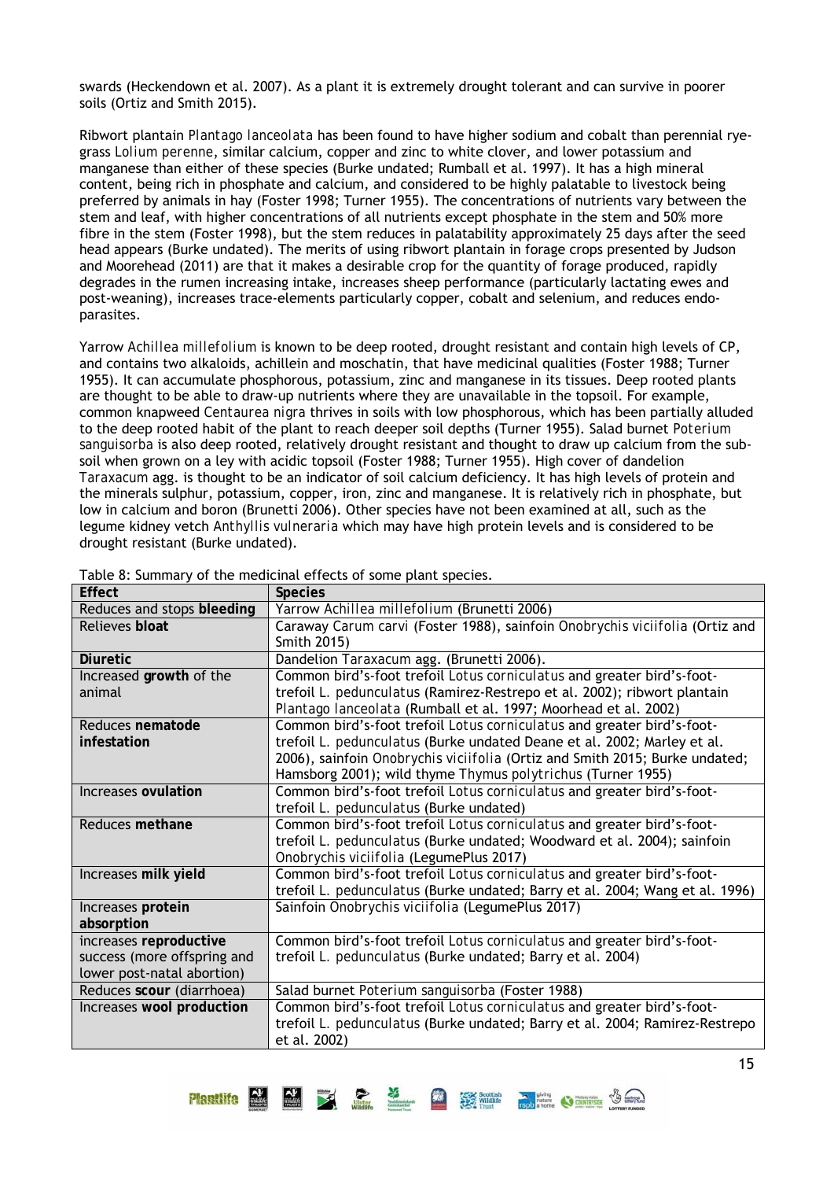swards (Heckendown et al. 2007). As a plant it is extremely drought tolerant and can survive in poorer soils (Ortiz and Smith 2015).

Ribwort plantain *Plantago lanceolata* has been found to have higher sodium and cobalt than perennial rye-grass *Lolium perenne*, similar calcium, copper and zinc to white clover, and lower potassium and manganese than either of these species (Burke undated; Rumball et al. 1997). It has a high mineral content, being rich in phosphate and calcium, and considered to be highly palatable to livestock being preferred by animals in hay (Foster 1998; Turner 1955). The concentrations of nutrients vary between the stem and leaf, with higher concentrations of all nutrients except phosphate in the stem and 50% more fibre in the stem (Foster 1998), but the stem reduces in palatability approximately 25 days after the seed head appears (Burke undated). The merits of using ribwort plantain in forage crops presented by Judson and Moorehead (2011) are that it makes a desirable crop for the quantity of forage produced, rapidly degrades in the rumen increasing intake, increases sheep performance (particularly lactating ewes and post-weaning), increases trace-elements particularly copper, cobalt and selenium, and reduces endo-parasites.

Yarrow *Achillea millefolium* is known to be deep rooted, drought resistant and contain high levels of CP, and contains two alkaloids, achillein and moschatin, that have medicinal qualities (Foster 1988; Turner 1955). It can accumulate phosphorous, potassium, zinc and manganese in its tissues. Deep rooted plants are thought to be able to draw-up nutrients where they are unavailable in the topsoil. For example, common knapweed *Centaurea nigra* thrives in soils with low phosphorous, which has been partially alluded to the deep rooted habit of the plant to reach deeper soil depths (Turner 1955). Salad burnet *Poterium sanguisorba* is also deep rooted, relatively drought resistant and thought to draw up calcium from the sub-soil when grown on a ley with acidic topsoil (Foster 1988; Turner 1955). High cover of dandelion *Taraxacum* agg. is thought to be an indicator of soil calcium deficiency. It has high levels of protein and the minerals sulphur, potassium, copper, iron, zinc and manganese. It is relatively rich in phosphate, but low in calcium and boron (Brunetti 2006). Other species have not been examined at all, such as the legume kidney vetch *Anthyllis vulneraria* which may have high protein levels and is considered to be drought resistant (Burke undated).

Table 8: Summary of the medicinal effects of some plant species.

| Effect | Species |
|---|---|
| Reduces and stops **bleeding** | Yarrow *Achillea millefolium* (Brunetti 2006) |
| Relieves **bloat** | Caraway *Carum carvi* (Foster 1988), sainfoin *Onobrychis viciifolia* (Ortiz and Smith 2015) |
| **Diuretic** | Dandelion *Taraxacum* agg. (Brunetti 2006). |
| Increased **growth** of the animal | Common bird's-foot trefoil *Lotus corniculatus* and greater bird's-foot-trefoil *L. pedunculatus* (Ramirez-Restrepo et al. 2002); ribwort plantain *Plantago lanceolata* (Rumball et al. 1997; Moorhead et al. 2002) |
| Reduces **nematode infestation** | Common bird's-foot trefoil *Lotus corniculatus* and greater bird's-foot-trefoil *L. pedunculatus* (Burke undated Deane et al. 2002; Marley et al. 2006), sainfoin *Onobrychis viciifolia* (Ortiz and Smith 2015; Burke undated; Hamsborg 2001); wild thyme *Thymus polytrichus* (Turner 1955) |
| Increases **ovulation** | Common bird's-foot trefoil *Lotus corniculatus* and greater bird's-foot-trefoil *L. pedunculatus* (Burke undated) |
| Reduces **methane** | Common bird's-foot trefoil *Lotus corniculatus* and greater bird's-foot-trefoil *L. pedunculatus* (Burke undated; Woodward et al. 2004); sainfoin *Onobrychis viciifolia* (LegumePlus 2017) |
| Increases **milk yield** | Common bird's-foot trefoil *Lotus corniculatus* and greater bird's-foot-trefoil *L. pedunculatus* (Burke undated; Barry et al. 2004; Wang et al. 1996) |
| Increases **protein absorption** | Sainfoin *Onobrychis viciifolia* (LegumePlus 2017) |
| increases **reproductive** success (more offspring and lower post-natal abortion) | Common bird's-foot trefoil *Lotus corniculatus* and greater bird's-foot-trefoil *L. pedunculatus* (Burke undated; Barry et al. 2004) |
| Reduces **scour** (diarrhoea) | Salad burnet *Poterium sanguisorba* (Foster 1988) |
| Increases **wool production** | Common bird's-foot trefoil *Lotus corniculatus* and greater bird's-foot-trefoil *L. pedunculatus* (Burke undated; Barry et al. 2004; Ramirez-Restrepo et al. 2002) |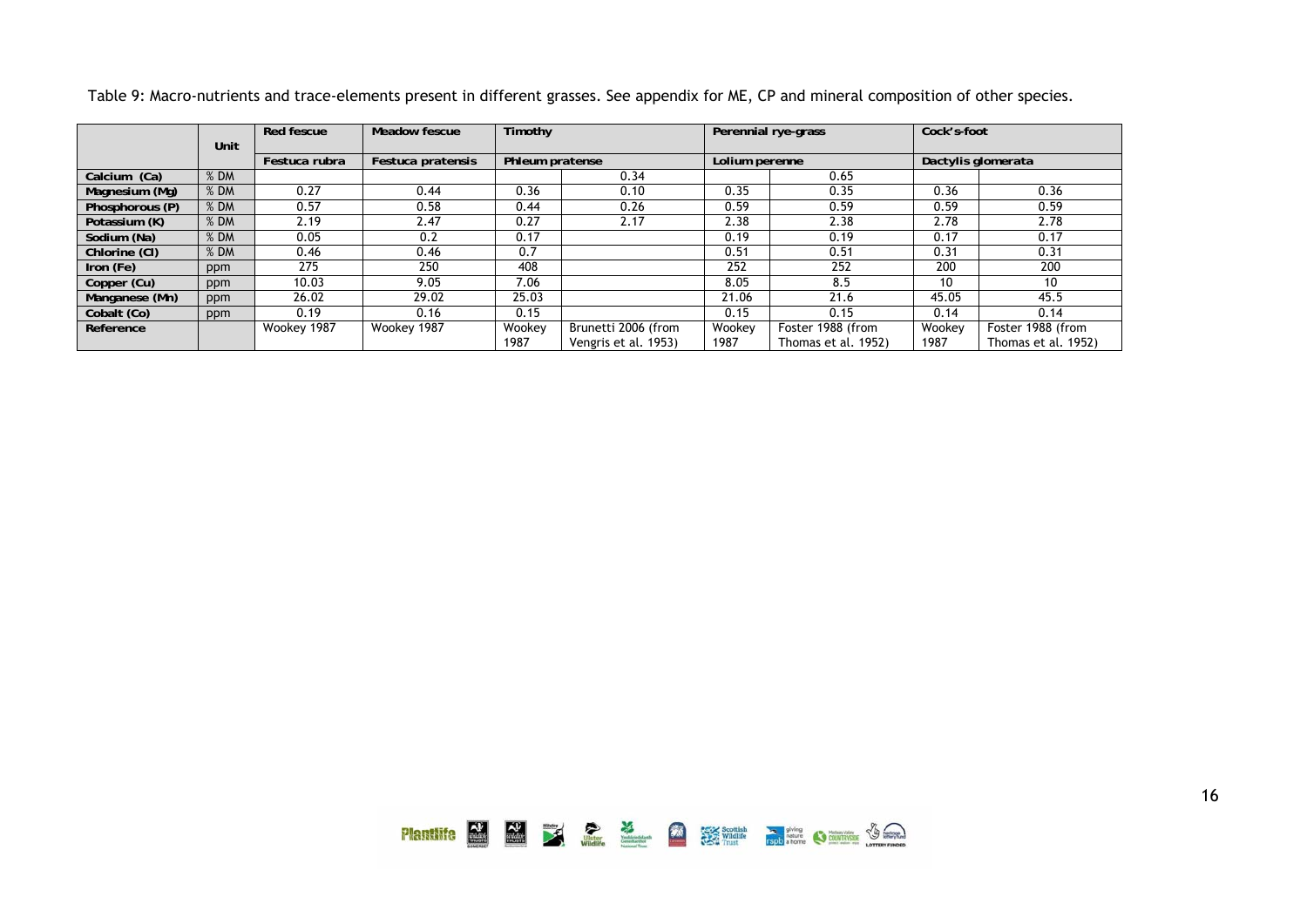Table 9: Macro-nutrients and trace-elements present in different grasses. See appendix for ME, CP and mineral composition of other species.

| | Unit | Red fescue | Meadow fescue | Timothy | | Perennial rye-grass | | Cock's-foot | |
|---|---|---|---|---|---|---|---|---|---|
| | | Festuca rubra | Festuca pratensis | Phleum pratense | | Lolium perenne | | Dactylis glomerata | |
| Calcium (Ca) | % DM | | | | 0.34 | | 0.65 | | |
| Magnesium (Mg) | % DM | 0.27 | 0.44 | 0.36 | 0.10 | 0.35 | 0.35 | 0.36 | 0.36 |
| Phosphorous (P) | % DM | 0.57 | 0.58 | 0.44 | 0.26 | 0.59 | 0.59 | 0.59 | 0.59 |
| Potassium (K) | % DM | 2.19 | 2.47 | 0.27 | 2.17 | 2.38 | 2.38 | 2.78 | 2.78 |
| Sodium (Na) | % DM | 0.05 | 0.2 | 0.17 | | 0.19 | 0.19 | 0.17 | 0.17 |
| Chlorine (Cl) | % DM | 0.46 | 0.46 | 0.7 | | 0.51 | 0.51 | 0.31 | 0.31 |
| Iron (Fe) | ppm | 275 | 250 | 408 | | 252 | 252 | 200 | 200 |
| Copper (Cu) | ppm | 10.03 | 9.05 | 7.06 | | 8.05 | 8.5 | 10 | 10 |
| Manganese (Mn) | ppm | 26.02 | 29.02 | 25.03 | | 21.06 | 21.6 | 45.05 | 45.5 |
| Cobalt (Co) | ppm | 0.19 | 0.16 | 0.15 | | 0.15 | 0.15 | 0.14 | 0.14 |
| Reference | | Wookey 1987 | Wookey 1987 | Wookey 1987 | Brunetti 2006 (from Vengris et al. 1953) | Wookey 1987 | Foster 1988 (from Thomas et al. 1952) | Wookey 1987 | Foster 1988 (from Thomas et al. 1952) |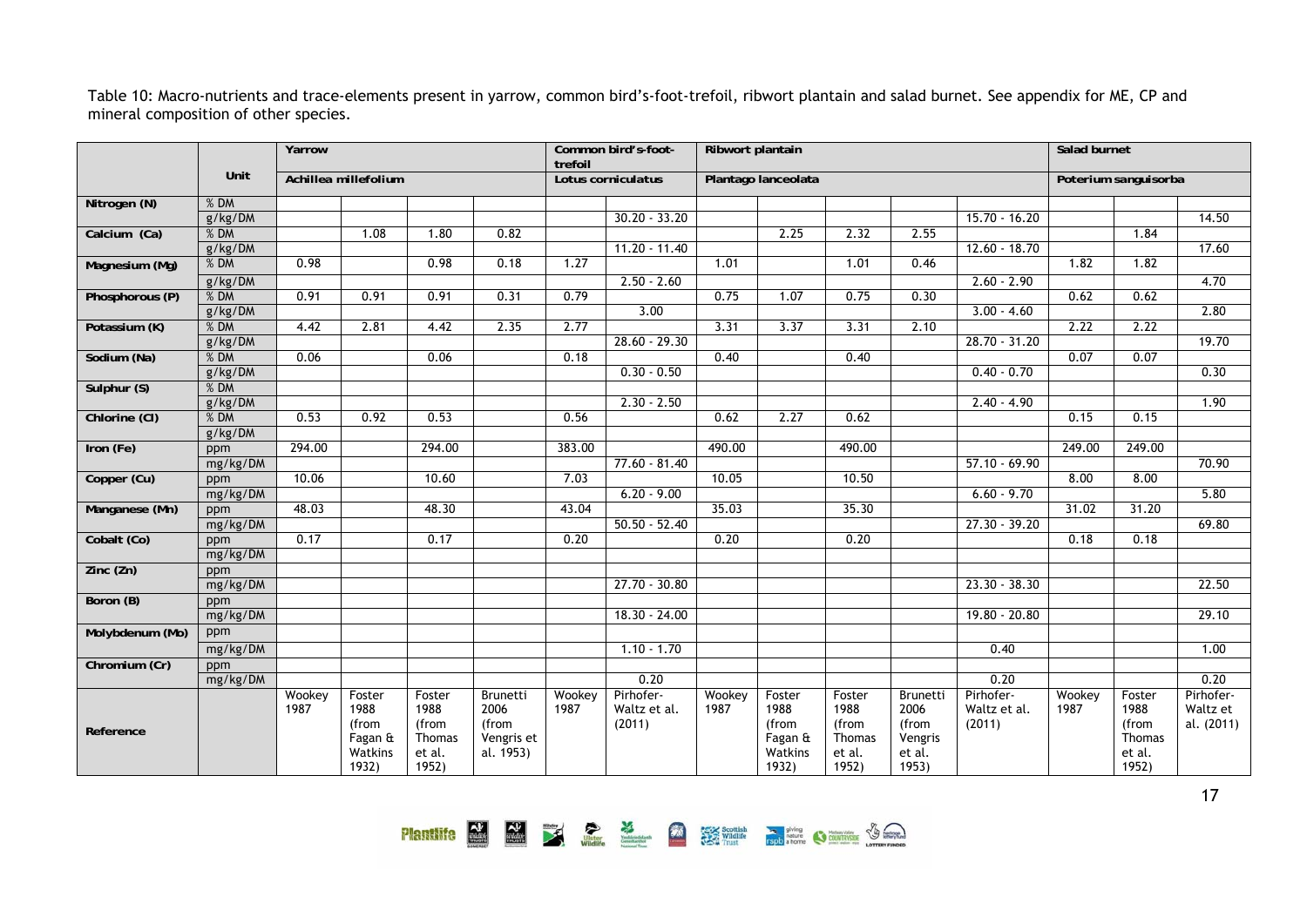Table 10: Macro-nutrients and trace-elements present in yarrow, common bird's-foot-trefoil, ribwort plantain and salad burnet. See appendix for ME, CP and mineral composition of other species.

| | Unit | Yarrow | | | | Common bird's-foot-trefoil | | Ribwort plantain | | | | | Salad burnet | | |
|---|---|---|---|---|---|---|---|---|---|---|---|---|---|---|---|
| | | Achillea millefolium | | | | Lotus corniculatus | | Plantago lanceolata | | | | | Poterium sanguisorba | | |
| Nitrogen (N) | % DM | | | | | | | | | | | | | | |
| | g/kg/DM | | | | | | 30.20 - 33.20 | | | | | 15.70 - 16.20 | | | 14.50 |
| Calcium (Ca) | % DM | | 1.08 | 1.80 | 0.82 | | | | 2.25 | 2.32 | 2.55 | | | 1.84 | |
| | g/kg/DM | | | | | | 11.20 - 11.40 | | | | | 12.60 - 18.70 | | | 17.60 |
| Magnesium (Mg) | % DM | 0.98 | | 0.98 | 0.18 | 1.27 | | 1.01 | | 1.01 | 0.46 | | 1.82 | 1.82 | |
| | g/kg/DM | | | | | | 2.50 - 2.60 | | | | | 2.60 - 2.90 | | | 4.70 |
| Phosphorous (P) | % DM | 0.91 | 0.91 | 0.91 | 0.31 | 0.79 | | 0.75 | 1.07 | 0.75 | 0.30 | | 0.62 | 0.62 | |
| | g/kg/DM | | | | | | 3.00 | | | | | 3.00 - 4.60 | | | 2.80 |
| Potassium (K) | % DM | 4.42 | 2.81 | 4.42 | 2.35 | 2.77 | | 3.31 | 3.37 | 3.31 | 2.10 | | 2.22 | 2.22 | |
| | g/kg/DM | | | | | | 28.60 - 29.30 | | | | | 28.70 - 31.20 | | | 19.70 |
| Sodium (Na) | % DM | 0.06 | | 0.06 | | 0.18 | | 0.40 | | 0.40 | | | 0.07 | 0.07 | |
| | g/kg/DM | | | | | | 0.30 - 0.50 | | | | | 0.40 - 0.70 | | | 0.30 |
| Sulphur (S) | % DM | | | | | | | | | | | | | | |
| | g/kg/DM | | | | | | 2.30 - 2.50 | | | | | 2.40 - 4.90 | | | 1.90 |
| Chlorine (Cl) | % DM | 0.53 | 0.92 | 0.53 | | 0.56 | | 0.62 | 2.27 | 0.62 | | | 0.15 | 0.15 | |
| | g/kg/DM | | | | | | | | | | | | | | |
| Iron (Fe) | ppm | 294.00 | | 294.00 | | 383.00 | | 490.00 | | 490.00 | | | 249.00 | 249.00 | |
| | mg/kg/DM | | | | | | 77.60 - 81.40 | | | | | 57.10 - 69.90 | | | 70.90 |
| Copper (Cu) | ppm | 10.06 | | 10.60 | | 7.03 | | 10.05 | | 10.50 | | | 8.00 | 8.00 | |
| | mg/kg/DM | | | | | | 6.20 - 9.00 | | | | | 6.60 - 9.70 | | | 5.80 |
| Manganese (Mn) | ppm | 48.03 | | 48.30 | | 43.04 | | 35.03 | | 35.30 | | | 31.02 | 31.20 | |
| | mg/kg/DM | | | | | | 50.50 - 52.40 | | | | | 27.30 - 39.20 | | | 69.80 |
| Cobalt (Co) | ppm | 0.17 | | 0.17 | | 0.20 | | 0.20 | | 0.20 | | | 0.18 | 0.18 | |
| | mg/kg/DM | | | | | | | | | | | | | | |
| Zinc (Zn) | ppm | | | | | | | | | | | | | | |
| | mg/kg/DM | | | | | | 27.70 - 30.80 | | | | | 23.30 - 38.30 | | | 22.50 |
| Boron (B) | ppm | | | | | | | | | | | | | | |
| | mg/kg/DM | | | | | | 18.30 - 24.00 | | | | | 19.80 - 20.80 | | | 29.10 |
| Molybdenum (Mo) | ppm | | | | | | | | | | | | | | |
| | mg/kg/DM | | | | | | 1.10 - 1.70 | | | | | 0.40 | | | 1.00 |
| Chromium (Cr) | ppm | | | | | | | | | | | | | | |
| | mg/kg/DM | | | | | | 0.20 | | | | | 0.20 | | | 0.20 |
| Reference | | Wookey 1987 | Foster 1988 (from Fagan & Watkins 1932) | Foster 1988 (from Thomas et al. 1952) | Brunetti 2006 (from Vengris et al. 1953) | Wookey 1987 | Pirhofer-Waltz et al. (2011) | Wookey 1987 | Foster 1988 (from Fagan & Watkins 1932) | Foster 1988 (from Thomas et al. 1952) | Brunetti 2006 (from Vengris et al. 1953) | Pirhofer-Waltz et al. (2011) | Wookey 1987 | Foster 1988 (from Thomas et al. 1952) | Pirhofer-Waltz et al. (2011) |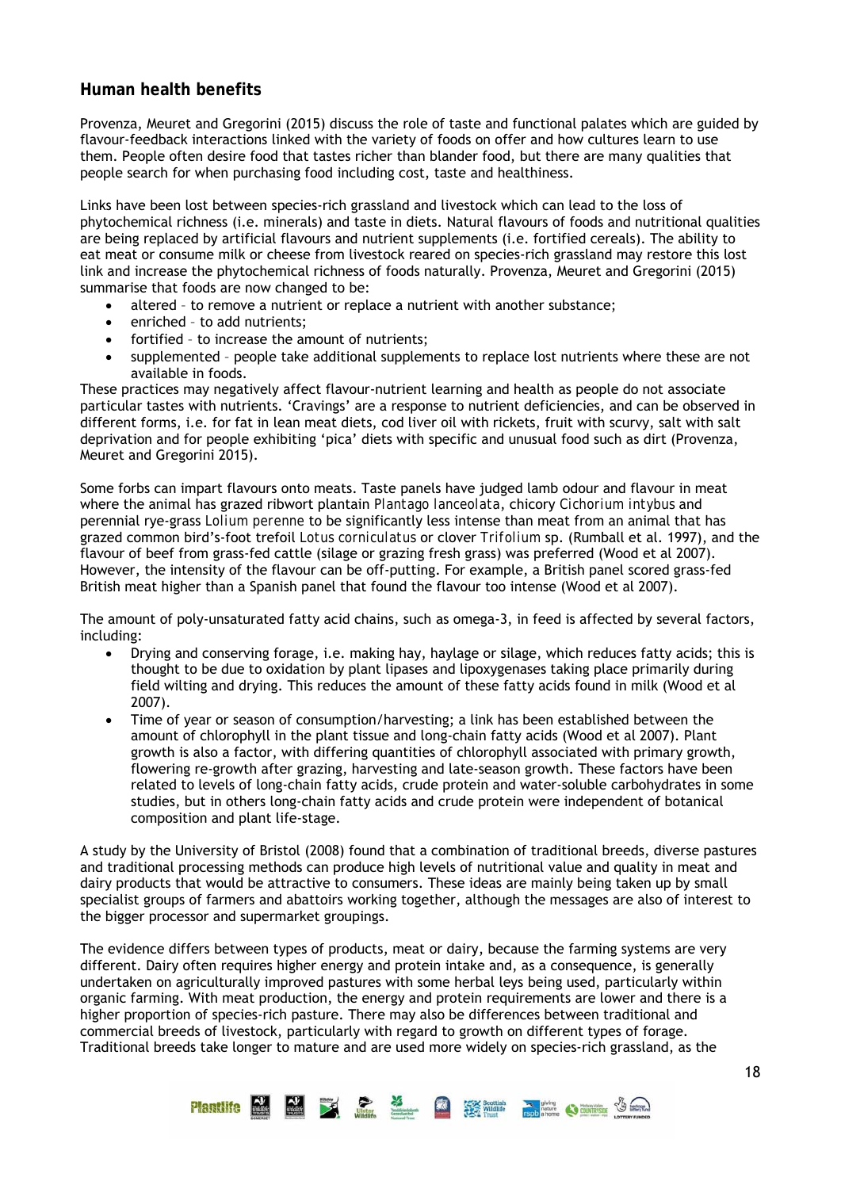## Human health benefits

Provenza, Meuret and Gregorini (2015) discuss the role of taste and functional palates which are guided by flavour-feedback interactions linked with the variety of foods on offer and how cultures learn to use them. People often desire food that tastes richer than blander food, but there are many qualities that people search for when purchasing food including cost, taste and healthiness.

Links have been lost between species-rich grassland and livestock which can lead to the loss of phytochemical richness (i.e. minerals) and taste in diets. Natural flavours of foods and nutritional qualities are being replaced by artificial flavours and nutrient supplements (i.e. fortified cereals). The ability to eat meat or consume milk or cheese from livestock reared on species-rich grassland may restore this lost link and increase the phytochemical richness of foods naturally. Provenza, Meuret and Gregorini (2015) summarise that foods are now changed to be:

- altered – to remove a nutrient or replace a nutrient with another substance;
- enriched – to add nutrients;
- fortified – to increase the amount of nutrients;
- supplemented – people take additional supplements to replace lost nutrients where these are not available in foods.

These practices may negatively affect flavour-nutrient learning and health as people do not associate particular tastes with nutrients. 'Cravings' are a response to nutrient deficiencies, and can be observed in different forms, i.e. for fat in lean meat diets, cod liver oil with rickets, fruit with scurvy, salt with salt deprivation and for people exhibiting 'pica' diets with specific and unusual food such as dirt (Provenza, Meuret and Gregorini 2015).

Some forbs can impart flavours onto meats. Taste panels have judged lamb odour and flavour in meat where the animal has grazed ribwort plantain *Plantago lanceolata*, chicory *Cichorium intybus* and perennial rye-grass *Lolium perenne* to be significantly less intense than meat from an animal that has grazed common bird's-foot trefoil *Lotus corniculatus* or clover *Trifolium* sp. (Rumball et al. 1997), and the flavour of beef from grass-fed cattle (silage or grazing fresh grass) was preferred (Wood et al 2007). However, the intensity of the flavour can be off-putting. For example, a British panel scored grass-fed British meat higher than a Spanish panel that found the flavour too intense (Wood et al 2007).

The amount of poly-unsaturated fatty acid chains, such as omega-3, in feed is affected by several factors, including:

- Drying and conserving forage, i.e. making hay, haylage or silage, which reduces fatty acids; this is thought to be due to oxidation by plant lipases and lipoxygenases taking place primarily during field wilting and drying. This reduces the amount of these fatty acids found in milk (Wood et al 2007).
- Time of year or season of consumption/harvesting; a link has been established between the amount of chlorophyll in the plant tissue and long-chain fatty acids (Wood et al 2007). Plant growth is also a factor, with differing quantities of chlorophyll associated with primary growth, flowering re-growth after grazing, harvesting and late-season growth. These factors have been related to levels of long-chain fatty acids, crude protein and water-soluble carbohydrates in some studies, but in others long-chain fatty acids and crude protein were independent of botanical composition and plant life-stage.

A study by the University of Bristol (2008) found that a combination of traditional breeds, diverse pastures and traditional processing methods can produce high levels of nutritional value and quality in meat and dairy products that would be attractive to consumers. These ideas are mainly being taken up by small specialist groups of farmers and abattoirs working together, although the messages are also of interest to the bigger processor and supermarket groupings.

The evidence differs between types of products, meat or dairy, because the farming systems are very different. Dairy often requires higher energy and protein intake and, as a consequence, is generally undertaken on agriculturally improved pastures with some herbal leys being used, particularly within organic farming. With meat production, the energy and protein requirements are lower and there is a higher proportion of species-rich pasture. There may also be differences between traditional and commercial breeds of livestock, particularly with regard to growth on different types of forage. Traditional breeds take longer to mature and are used more widely on species-rich grassland, as the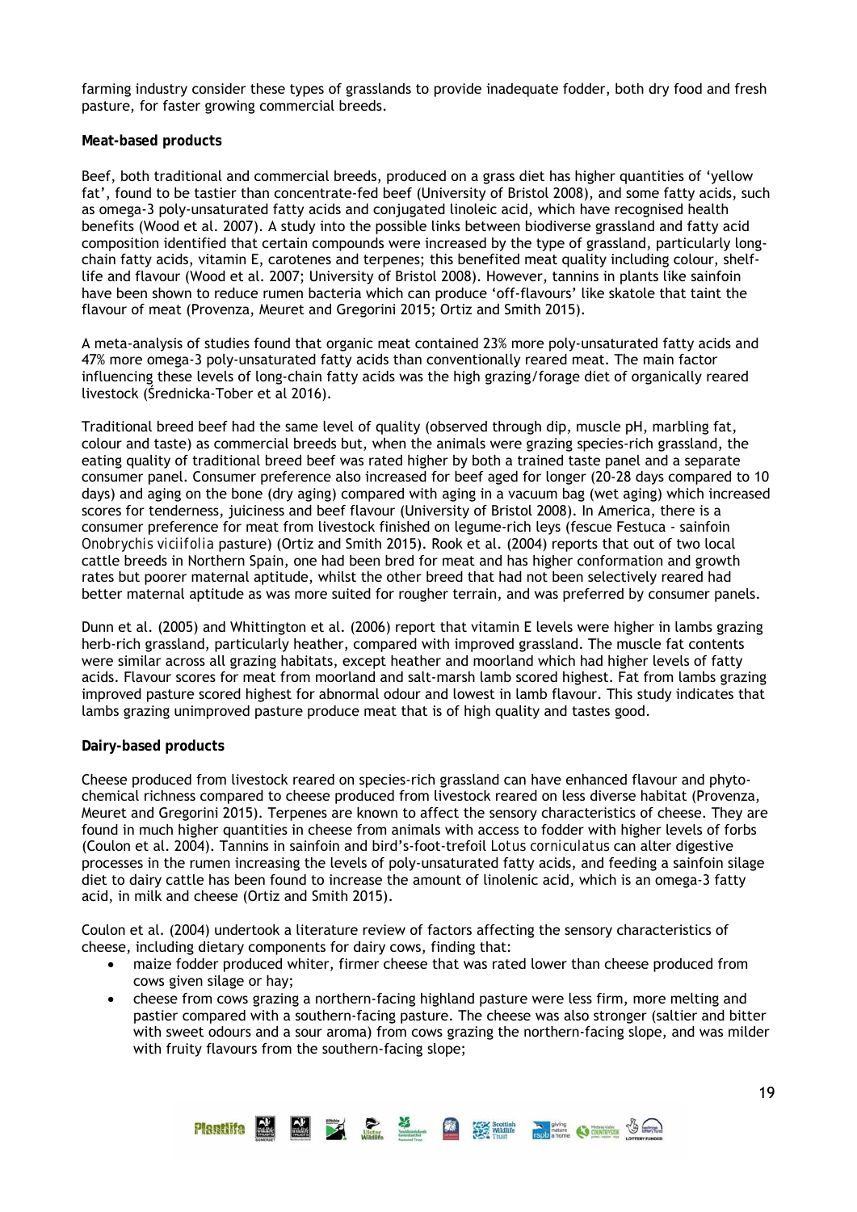farming industry consider these types of grasslands to provide inadequate fodder, both dry food and fresh pasture, for faster growing commercial breeds.

**Meat-based products**

Beef, both traditional and commercial breeds, produced on a grass diet has higher quantities of 'yellow fat', found to be tastier than concentrate-fed beef (University of Bristol 2008), and some fatty acids, such as omega-3 poly-unsaturated fatty acids and conjugated linoleic acid, which have recognised health benefits (Wood et al. 2007). A study into the possible links between biodiverse grassland and fatty acid composition identified that certain compounds were increased by the type of grassland, particularly long-chain fatty acids, vitamin E, carotenes and terpenes; this benefited meat quality including colour, shelf-life and flavour (Wood et al. 2007; University of Bristol 2008). However, tannins in plants like sainfoin have been shown to reduce rumen bacteria which can produce 'off-flavours' like skatole that taint the flavour of meat (Provenza, Meuret and Gregorini 2015; Ortiz and Smith 2015).

A meta-analysis of studies found that organic meat contained 23% more poly-unsaturated fatty acids and 47% more omega-3 poly-unsaturated fatty acids than conventionally reared meat. The main factor influencing these levels of long-chain fatty acids was the high grazing/forage diet of organically reared livestock (Średnicka-Tober et al 2016).

Traditional breed beef had the same level of quality (observed through dip, muscle pH, marbling fat, colour and taste) as commercial breeds but, when the animals were grazing species-rich grassland, the eating quality of traditional breed beef was rated higher by both a trained taste panel and a separate consumer panel. Consumer preference also increased for beef aged for longer (20-28 days compared to 10 days) and aging on the bone (dry aging) compared with aging in a vacuum bag (wet aging) which increased scores for tenderness, juiciness and beef flavour (University of Bristol 2008). In America, there is a consumer preference for meat from livestock finished on legume-rich leys (fescue Festuca - sainfoin *Onobrychis viciifolia* pasture) (Ortiz and Smith 2015). Rook et al. (2004) reports that out of two local cattle breeds in Northern Spain, one had been bred for meat and has higher conformation and growth rates but poorer maternal aptitude, whilst the other breed that had not been selectively reared had better maternal aptitude as was more suited for rougher terrain, and was preferred by consumer panels.

Dunn et al. (2005) and Whittington et al. (2006) report that vitamin E levels were higher in lambs grazing herb-rich grassland, particularly heather, compared with improved grassland. The muscle fat contents were similar across all grazing habitats, except heather and moorland which had higher levels of fatty acids. Flavour scores for meat from moorland and salt-marsh lamb scored highest. Fat from lambs grazing improved pasture scored highest for abnormal odour and lowest in lamb flavour. This study indicates that lambs grazing unimproved pasture produce meat that is of high quality and tastes good.

**Dairy-based products**

Cheese produced from livestock reared on species-rich grassland can have enhanced flavour and phyto-chemical richness compared to cheese produced from livestock reared on less diverse habitat (Provenza, Meuret and Gregorini 2015). Terpenes are known to affect the sensory characteristics of cheese. They are found in much higher quantities in cheese from animals with access to fodder with higher levels of forbs (Coulon et al. 2004). Tannins in sainfoin and bird's-foot-trefoil *Lotus corniculatus* can alter digestive processes in the rumen increasing the levels of poly-unsaturated fatty acids, and feeding a sainfoin silage diet to dairy cattle has been found to increase the amount of linolenic acid, which is an omega-3 fatty acid, in milk and cheese (Ortiz and Smith 2015).

Coulon et al. (2004) undertook a literature review of factors affecting the sensory characteristics of cheese, including dietary components for dairy cows, finding that:

- maize fodder produced whiter, firmer cheese that was rated lower than cheese produced from cows given silage or hay;
- cheese from cows grazing a northern-facing highland pasture were less firm, more melting and pastier compared with a southern-facing pasture. The cheese was also stronger (saltier and bitter with sweet odours and a sour aroma) from cows grazing the northern-facing slope, and was milder with fruity flavours from the southern-facing slope;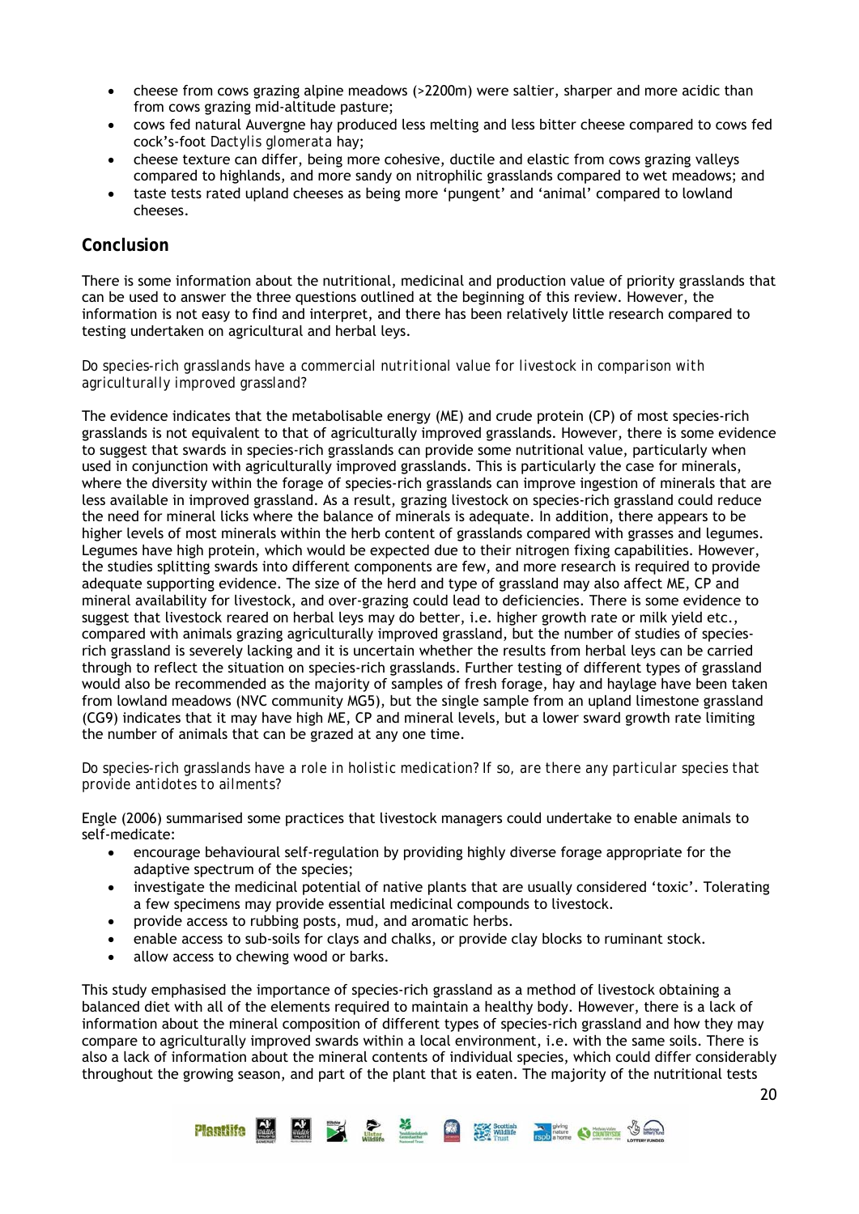- cheese from cows grazing alpine meadows (>2200m) were saltier, sharper and more acidic than from cows grazing mid-altitude pasture;
- cows fed natural Auvergne hay produced less melting and less bitter cheese compared to cows fed cock's-foot *Dactylis glomerata* hay;
- cheese texture can differ, being more cohesive, ductile and elastic from cows grazing valleys compared to highlands, and more sandy on nitrophilic grasslands compared to wet meadows; and
- taste tests rated upland cheeses as being more 'pungent' and 'animal' compared to lowland cheeses.

## Conclusion

There is some information about the nutritional, medicinal and production value of priority grasslands that can be used to answer the three questions outlined at the beginning of this review. However, the information is not easy to find and interpret, and there has been relatively little research compared to testing undertaken on agricultural and herbal leys.

*Do species-rich grasslands have a commercial nutritional value for livestock in comparison with agriculturally improved grassland?*

The evidence indicates that the metabolisable energy (ME) and crude protein (CP) of most species-rich grasslands is not equivalent to that of agriculturally improved grasslands. However, there is some evidence to suggest that swards in species-rich grasslands can provide some nutritional value, particularly when used in conjunction with agriculturally improved grasslands. This is particularly the case for minerals, where the diversity within the forage of species-rich grasslands can improve ingestion of minerals that are less available in improved grassland. As a result, grazing livestock on species-rich grassland could reduce the need for mineral licks where the balance of minerals is adequate. In addition, there appears to be higher levels of most minerals within the herb content of grasslands compared with grasses and legumes. Legumes have high protein, which would be expected due to their nitrogen fixing capabilities. However, the studies splitting swards into different components are few, and more research is required to provide adequate supporting evidence. The size of the herd and type of grassland may also affect ME, CP and mineral availability for livestock, and over-grazing could lead to deficiencies. There is some evidence to suggest that livestock reared on herbal leys may do better, i.e. higher growth rate or milk yield etc., compared with animals grazing agriculturally improved grassland, but the number of studies of species-rich grassland is severely lacking and it is uncertain whether the results from herbal leys can be carried through to reflect the situation on species-rich grasslands. Further testing of different types of grassland would also be recommended as the majority of samples of fresh forage, hay and haylage have been taken from lowland meadows (NVC community MG5), but the single sample from an upland limestone grassland (CG9) indicates that it may have high ME, CP and mineral levels, but a lower sward growth rate limiting the number of animals that can be grazed at any one time.

*Do species-rich grasslands have a role in holistic medication? If so, are there any particular species that provide antidotes to ailments?*

Engle (2006) summarised some practices that livestock managers could undertake to enable animals to self-medicate:

- encourage behavioural self-regulation by providing highly diverse forage appropriate for the adaptive spectrum of the species;
- investigate the medicinal potential of native plants that are usually considered 'toxic'. Tolerating a few specimens may provide essential medicinal compounds to livestock.
- provide access to rubbing posts, mud, and aromatic herbs.
- enable access to sub-soils for clays and chalks, or provide clay blocks to ruminant stock.
- allow access to chewing wood or barks.

This study emphasised the importance of species-rich grassland as a method of livestock obtaining a balanced diet with all of the elements required to maintain a healthy body. However, there is a lack of information about the mineral composition of different types of species-rich grassland and how they may compare to agriculturally improved swards within a local environment, i.e. with the same soils. There is also a lack of information about the mineral contents of individual species, which could differ considerably throughout the growing season, and part of the plant that is eaten. The majority of the nutritional tests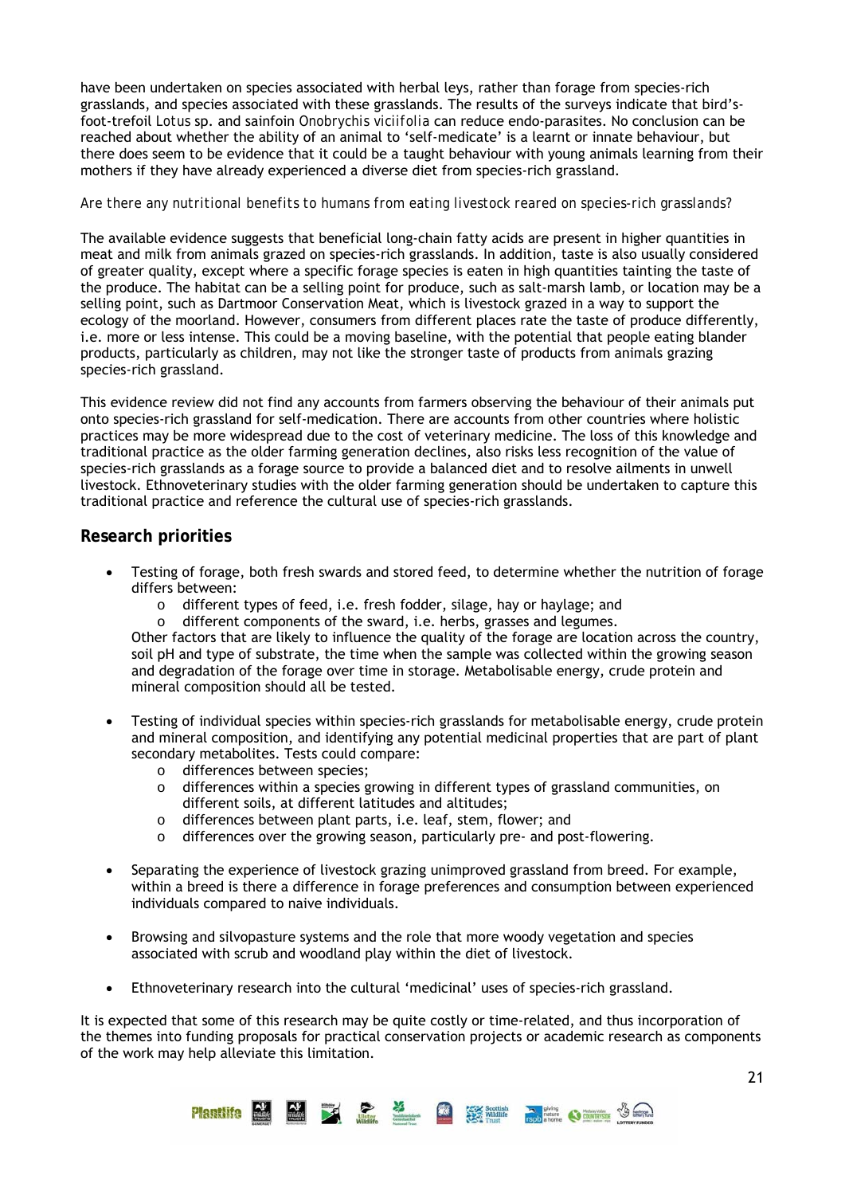have been undertaken on species associated with herbal leys, rather than forage from species-rich grasslands, and species associated with these grasslands. The results of the surveys indicate that bird's-foot-trefoil *Lotus* sp. and sainfoin *Onobrychis viciifolia* can reduce endo-parasites. No conclusion can be reached about whether the ability of an animal to 'self-medicate' is a learnt or innate behaviour, but there does seem to be evidence that it could be a taught behaviour with young animals learning from their mothers if they have already experienced a diverse diet from species-rich grassland.

*Are there any nutritional benefits to humans from eating livestock reared on species-rich grasslands?*

The available evidence suggests that beneficial long-chain fatty acids are present in higher quantities in meat and milk from animals grazed on species-rich grasslands. In addition, taste is also usually considered of greater quality, except where a specific forage species is eaten in high quantities tainting the taste of the produce. The habitat can be a selling point for produce, such as salt-marsh lamb, or location may be a selling point, such as Dartmoor Conservation Meat, which is livestock grazed in a way to support the ecology of the moorland. However, consumers from different places rate the taste of produce differently, i.e. more or less intense. This could be a moving baseline, with the potential that people eating blander products, particularly as children, may not like the stronger taste of products from animals grazing species-rich grassland.

This evidence review did not find any accounts from farmers observing the behaviour of their animals put onto species-rich grassland for self-medication. There are accounts from other countries where holistic practices may be more widespread due to the cost of veterinary medicine. The loss of this knowledge and traditional practice as the older farming generation declines, also risks less recognition of the value of species-rich grasslands as a forage source to provide a balanced diet and to resolve ailments in unwell livestock. Ethnoveterinary studies with the older farming generation should be undertaken to capture this traditional practice and reference the cultural use of species-rich grasslands.

## Research priorities

- Testing of forage, both fresh swards and stored feed, to determine whether the nutrition of forage differs between:
    - different types of feed, i.e. fresh fodder, silage, hay or haylage; and
    - different components of the sward, i.e. herbs, grasses and legumes.

  Other factors that are likely to influence the quality of the forage are location across the country, soil pH and type of substrate, the time when the sample was collected within the growing season and degradation of the forage over time in storage. Metabolisable energy, crude protein and mineral composition should all be tested.

- Testing of individual species within species-rich grasslands for metabolisable energy, crude protein and mineral composition, and identifying any potential medicinal properties that are part of plant secondary metabolites. Tests could compare:
    - differences between species;
    - differences within a species growing in different types of grassland communities, on different soils, at different latitudes and altitudes;
    - differences between plant parts, i.e. leaf, stem, flower; and
    - differences over the growing season, particularly pre- and post-flowering.

- Separating the experience of livestock grazing unimproved grassland from breed. For example, within a breed is there a difference in forage preferences and consumption between experienced individuals compared to naive individuals.

- Browsing and silvopasture systems and the role that more woody vegetation and species associated with scrub and woodland play within the diet of livestock.

- Ethnoveterinary research into the cultural 'medicinal' uses of species-rich grassland.

It is expected that some of this research may be quite costly or time-related, and thus incorporation of the themes into funding proposals for practical conservation projects or academic research as components of the work may help alleviate this limitation.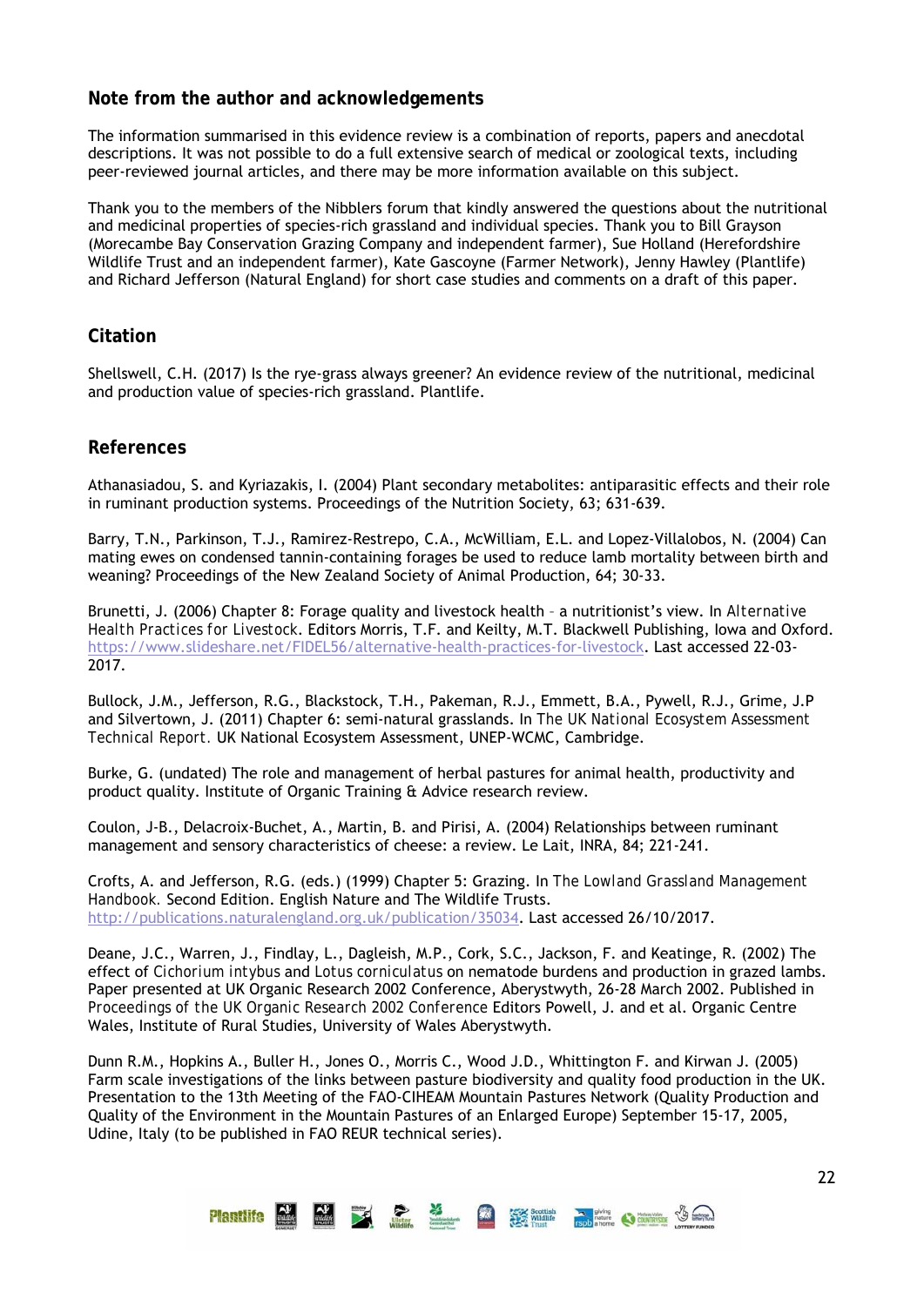## Note from the author and acknowledgements

The information summarised in this evidence review is a combination of reports, papers and anecdotal descriptions. It was not possible to do a full extensive search of medical or zoological texts, including peer-reviewed journal articles, and there may be more information available on this subject.

Thank you to the members of the Nibblers forum that kindly answered the questions about the nutritional and medicinal properties of species-rich grassland and individual species. Thank you to Bill Grayson (Morecambe Bay Conservation Grazing Company and independent farmer), Sue Holland (Herefordshire Wildlife Trust and an independent farmer), Kate Gascoyne (Farmer Network), Jenny Hawley (Plantlife) and Richard Jefferson (Natural England) for short case studies and comments on a draft of this paper.

## Citation

Shellswell, C.H. (2017) Is the rye-grass always greener? An evidence review of the nutritional, medicinal and production value of species-rich grassland. Plantlife.

## References

Athanasiadou, S. and Kyriazakis, I. (2004) Plant secondary metabolites: antiparasitic effects and their role in ruminant production systems. Proceedings of the Nutrition Society, 63; 631-639.

Barry, T.N., Parkinson, T.J., Ramirez-Restrepo, C.A., McWilliam, E.L. and Lopez-Villalobos, N. (2004) Can mating ewes on condensed tannin-containing forages be used to reduce lamb mortality between birth and weaning? Proceedings of the New Zealand Society of Animal Production, 64; 30-33.

Brunetti, J. (2006) Chapter 8: Forage quality and livestock health – a nutritionist's view. In *Alternative Health Practices for Livestock*. Editors Morris, T.F. and Keilty, M.T. Blackwell Publishing, Iowa and Oxford. https://www.slideshare.net/FIDEL56/alternative-health-practices-for-livestock. Last accessed 22-03-2017.

Bullock, J.M., Jefferson, R.G., Blackstock, T.H., Pakeman, R.J., Emmett, B.A., Pywell, R.J., Grime, J.P and Silvertown, J. (2011) Chapter 6: semi-natural grasslands. In *The UK National Ecosystem Assessment Technical Report.* UK National Ecosystem Assessment, UNEP-WCMC, Cambridge.

Burke, G. (undated) The role and management of herbal pastures for animal health, productivity and product quality. Institute of Organic Training & Advice research review.

Coulon, J-B., Delacroix-Buchet, A., Martin, B. and Pirisi, A. (2004) Relationships between ruminant management and sensory characteristics of cheese: a review. Le Lait, INRA, 84; 221-241.

Crofts, A. and Jefferson, R.G. (eds.) (1999) Chapter 5: Grazing. In *The Lowland Grassland Management Handbook.* Second Edition. English Nature and The Wildlife Trusts. http://publications.naturalengland.org.uk/publication/35034. Last accessed 26/10/2017.

Deane, J.C., Warren, J., Findlay, L., Dagleish, M.P., Cork, S.C., Jackson, F. and Keatinge, R. (2002) The effect of *Cichorium intybus* and *Lotus corniculatus* on nematode burdens and production in grazed lambs. Paper presented at UK Organic Research 2002 Conference, Aberystwyth, 26-28 March 2002. Published in *Proceedings of the UK Organic Research 2002 Conference* Editors Powell, J. and et al. Organic Centre Wales, Institute of Rural Studies, University of Wales Aberystwyth.

Dunn R.M., Hopkins A., Buller H., Jones O., Morris C., Wood J.D., Whittington F. and Kirwan J. (2005) Farm scale investigations of the links between pasture biodiversity and quality food production in the UK. Presentation to the 13th Meeting of the FAO-CIHEAM Mountain Pastures Network (Quality Production and Quality of the Environment in the Mountain Pastures of an Enlarged Europe) September 15-17, 2005, Udine, Italy (to be published in FAO REUR technical series).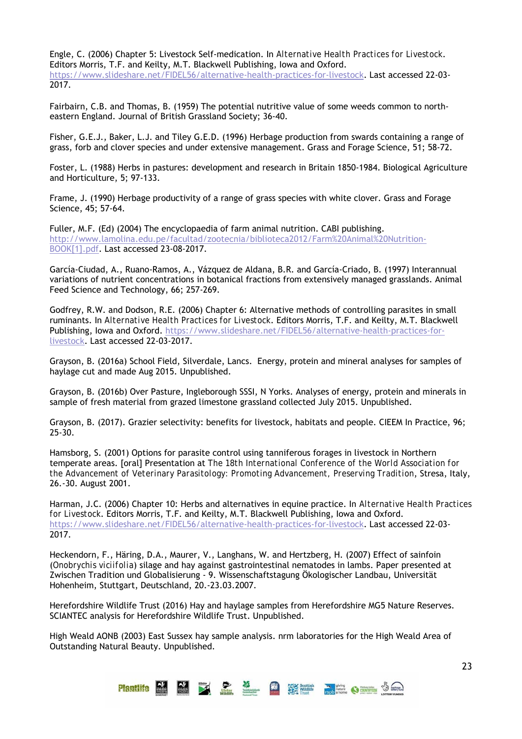Engle, C. (2006) Chapter 5: Livestock Self-medication. In *Alternative Health Practices for Livestock*. Editors Morris, T.F. and Keilty, M.T. Blackwell Publishing, Iowa and Oxford. https://www.slideshare.net/FIDEL56/alternative-health-practices-for-livestock. Last accessed 22-03-2017.

Fairbairn, C.B. and Thomas, B. (1959) The potential nutritive value of some weeds common to north-eastern England. Journal of British Grassland Society; 36-40.

Fisher, G.E.J., Baker, L.J. and Tiley G.E.D. (1996) Herbage production from swards containing a range of grass, forb and clover species and under extensive management. Grass and Forage Science, 51; 58-72.

Foster, L. (1988) Herbs in pastures: development and research in Britain 1850-1984. Biological Agriculture and Horticulture, 5; 97-133.

Frame, J. (1990) Herbage productivity of a range of grass species with white clover. Grass and Forage Science, 45; 57-64.

Fuller, M.F. (Ed) (2004) The encyclopaedia of farm animal nutrition. CABI publishing. http://www.lamolina.edu.pe/facultad/zootecnia/biblioteca2012/Farm%20Animal%20Nutrition-BOOK[1].pdf. Last accessed 23-08-2017.

García-Ciudad, A., Ruano-Ramos, A., Vázquez de Aldana, B.R. and García-Criado, B. (1997) Interannual variations of nutrient concentrations in botanical fractions from extensively managed grasslands. Animal Feed Science and Technology, 66; 257-269.

Godfrey, R.W. and Dodson, R.E. (2006) Chapter 6: Alternative methods of controlling parasites in small ruminants. In *Alternative Health Practices for Livestock*. Editors Morris, T.F. and Keilty, M.T. Blackwell Publishing, Iowa and Oxford. https://www.slideshare.net/FIDEL56/alternative-health-practices-for-livestock. Last accessed 22-03-2017.

Grayson, B. (2016a) School Field, Silverdale, Lancs. Energy, protein and mineral analyses for samples of haylage cut and made Aug 2015. Unpublished.

Grayson, B. (2016b) Over Pasture, Ingleborough SSSI, N Yorks. Analyses of energy, protein and minerals in sample of fresh material from grazed limestone grassland collected July 2015. Unpublished.

Grayson, B. (2017). Grazier selectivity: benefits for livestock, habitats and people. CIEEM In Practice, 96; 25-30.

Hamsborg, S. (2001) Options for parasite control using tanniferous forages in livestock in Northern temperate areas. [oral] Presentation at *The 18th International Conference of the World Association for the Advancement of Veterinary Parasitology: Promoting Advancement, Preserving Tradition*, Stresa, Italy, 26.-30. August 2001.

Harman, J.C. (2006) Chapter 10: Herbs and alternatives in equine practice. In *Alternative Health Practices for Livestock*. Editors Morris, T.F. and Keilty, M.T. Blackwell Publishing, Iowa and Oxford. https://www.slideshare.net/FIDEL56/alternative-health-practices-for-livestock. Last accessed 22-03-2017.

Heckendorn, F., Häring, D.A., Maurer, V., Langhans, W. and Hertzberg, H. (2007) Effect of sainfoin (*Onobrychis viciifolia*) silage and hay against gastrointestinal nematodes in lambs. Paper presented at Zwischen Tradition und Globalisierung - 9. Wissenschaftstagung Ökologischer Landbau, Universität Hohenheim, Stuttgart, Deutschland, 20.-23.03.2007.

Herefordshire Wildlife Trust (2016) Hay and haylage samples from Herefordshire MG5 Nature Reserves. SCIANTEC analysis for Herefordshire Wildlife Trust. Unpublished.

High Weald AONB (2003) East Sussex hay sample analysis. nrm laboratories for the High Weald Area of Outstanding Natural Beauty. Unpublished.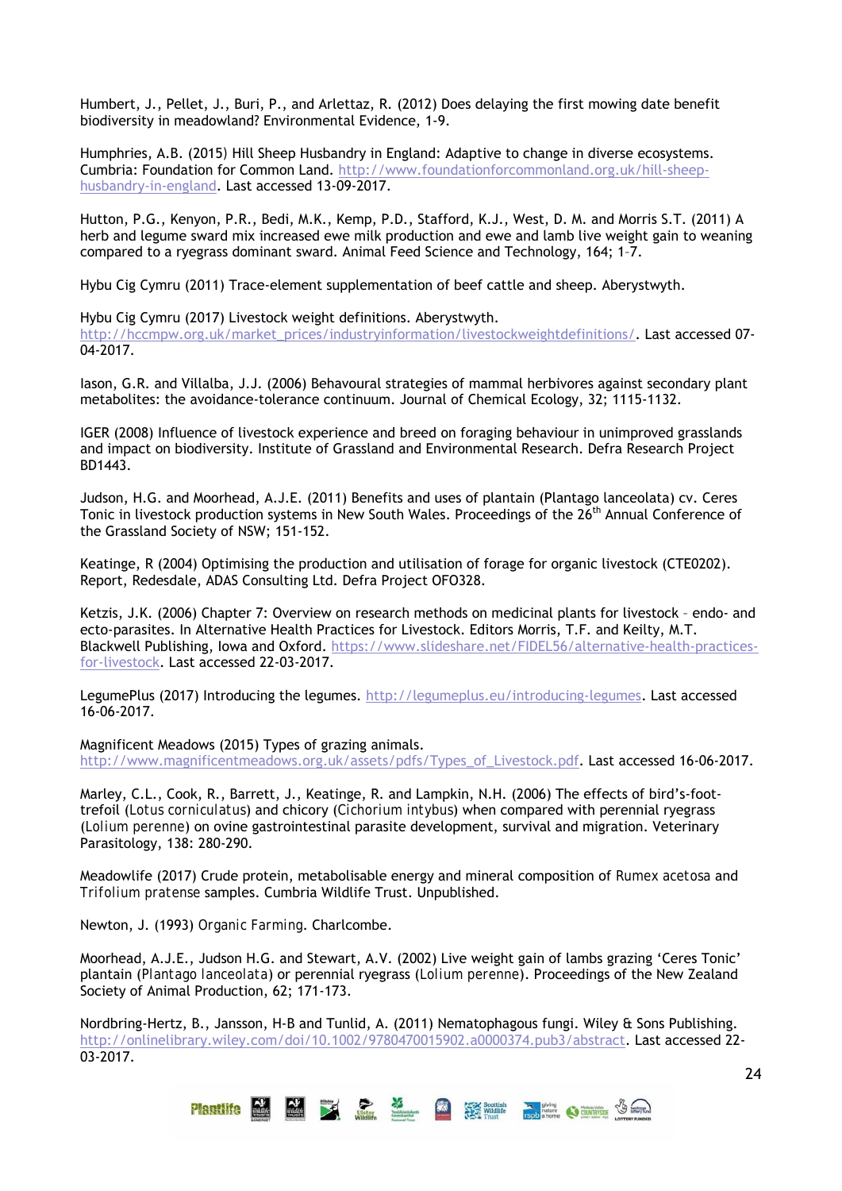Humbert, J., Pellet, J., Buri, P., and Arlettaz, R. (2012) Does delaying the first mowing date benefit biodiversity in meadowland? Environmental Evidence, 1-9.

Humphries, A.B. (2015) Hill Sheep Husbandry in England: Adaptive to change in diverse ecosystems. Cumbria: Foundation for Common Land. http://www.foundationforcommonland.org.uk/hill-sheep-husbandry-in-england. Last accessed 13-09-2017.

Hutton, P.G., Kenyon, P.R., Bedi, M.K., Kemp, P.D., Stafford, K.J., West, D. M. and Morris S.T. (2011) A herb and legume sward mix increased ewe milk production and ewe and lamb live weight gain to weaning compared to a ryegrass dominant sward. Animal Feed Science and Technology, 164; 1–7.

Hybu Cig Cymru (2011) Trace-element supplementation of beef cattle and sheep. Aberystwyth.

Hybu Cig Cymru (2017) Livestock weight definitions. Aberystwyth. http://hccmpw.org.uk/market_prices/industryinformation/livestockweightdefinitions/. Last accessed 07-04-2017.

Iason, G.R. and Villalba, J.J. (2006) Behavoural strategies of mammal herbivores against secondary plant metabolites: the avoidance-tolerance continuum. Journal of Chemical Ecology, 32; 1115-1132.

IGER (2008) Influence of livestock experience and breed on foraging behaviour in unimproved grasslands and impact on biodiversity. Institute of Grassland and Environmental Research. Defra Research Project BD1443.

Judson, H.G. and Moorhead, A.J.E. (2011) Benefits and uses of plantain (Plantago lanceolata) cv. Ceres Tonic in livestock production systems in New South Wales. Proceedings of the 26th Annual Conference of the Grassland Society of NSW; 151-152.

Keatinge, R (2004) Optimising the production and utilisation of forage for organic livestock (CTE0202). Report, Redesdale, ADAS Consulting Ltd. Defra Project OFO328.

Ketzis, J.K. (2006) Chapter 7: Overview on research methods on medicinal plants for livestock – endo- and ecto-parasites. In Alternative Health Practices for Livestock. Editors Morris, T.F. and Keilty, M.T. Blackwell Publishing, Iowa and Oxford. https://www.slideshare.net/FIDEL56/alternative-health-practices-for-livestock. Last accessed 22-03-2017.

LegumePlus (2017) Introducing the legumes. http://legumeplus.eu/introducing-legumes. Last accessed 16-06-2017.

Magnificent Meadows (2015) Types of grazing animals. http://www.magnificentmeadows.org.uk/assets/pdfs/Types_of_Livestock.pdf. Last accessed 16-06-2017.

Marley, C.L., Cook, R., Barrett, J., Keatinge, R. and Lampkin, N.H. (2006) The effects of bird's-foot-trefoil (*Lotus corniculatus*) and chicory (*Cichorium intybus*) when compared with perennial ryegrass (*Lolium perenne*) on ovine gastrointestinal parasite development, survival and migration. Veterinary Parasitology, 138: 280-290.

Meadowlife (2017) Crude protein, metabolisable energy and mineral composition of *Rumex acetosa* and *Trifolium pratense* samples. Cumbria Wildlife Trust. Unpublished.

Newton, J. (1993) *Organic Farming*. Charlcombe.

Moorhead, A.J.E., Judson H.G. and Stewart, A.V. (2002) Live weight gain of lambs grazing 'Ceres Tonic' plantain (*Plantago lanceolata*) or perennial ryegrass (*Lolium perenne*). Proceedings of the New Zealand Society of Animal Production, 62; 171-173.

Nordbring-Hertz, B., Jansson, H-B and Tunlid, A. (2011) Nematophagous fungi. Wiley & Sons Publishing. http://onlinelibrary.wiley.com/doi/10.1002/9780470015902.a0000374.pub3/abstract. Last accessed 22-03-2017.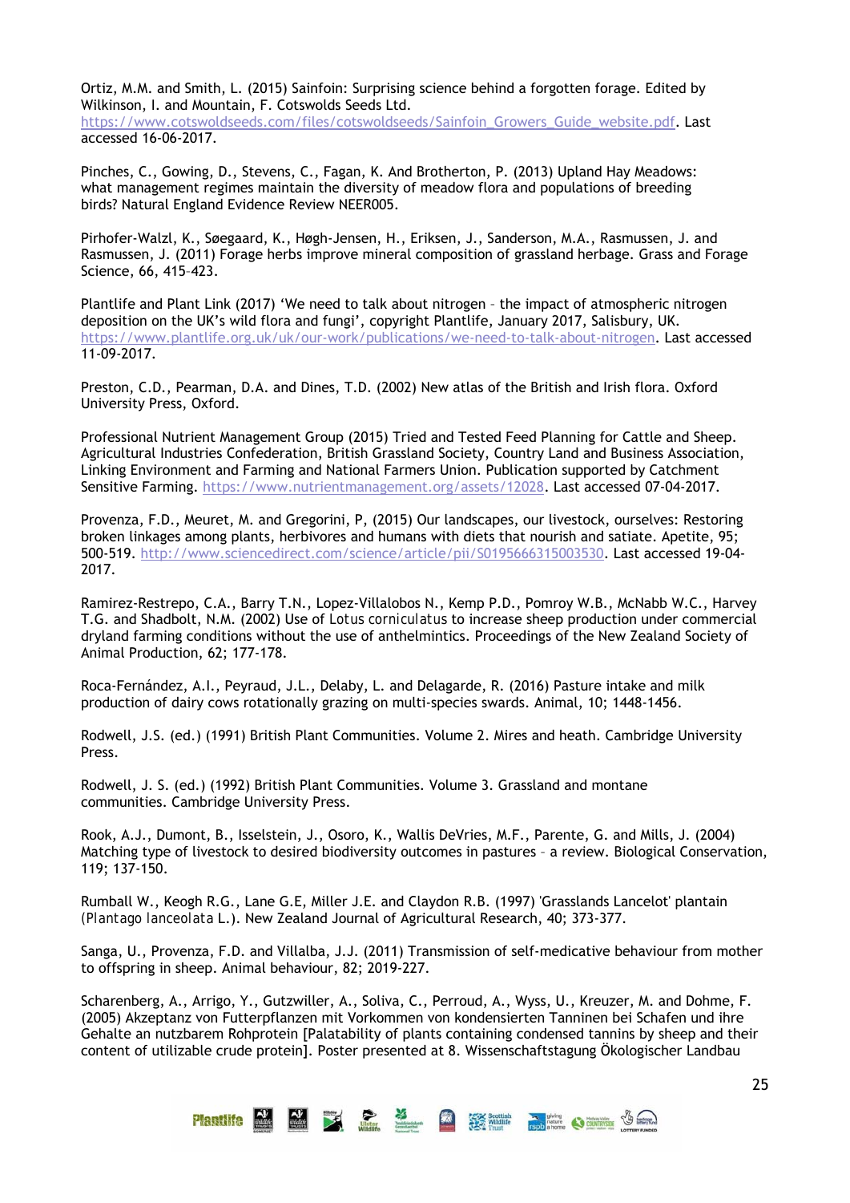Ortiz, M.M. and Smith, L. (2015) Sainfoin: Surprising science behind a forgotten forage. Edited by Wilkinson, I. and Mountain, F. Cotswolds Seeds Ltd. https://www.cotswoldseeds.com/files/cotswoldseeds/Sainfoin_Growers_Guide_website.pdf. Last accessed 16-06-2017.

Pinches, C., Gowing, D., Stevens, C., Fagan, K. And Brotherton, P. (2013) Upland Hay Meadows: what management regimes maintain the diversity of meadow flora and populations of breeding birds? Natural England Evidence Review NEER005.

Pirhofer-Walzl, K., Søegaard, K., Høgh-Jensen, H., Eriksen, J., Sanderson, M.A., Rasmussen, J. and Rasmussen, J. (2011) Forage herbs improve mineral composition of grassland herbage. Grass and Forage Science, 66, 415–423.

Plantlife and Plant Link (2017) 'We need to talk about nitrogen – the impact of atmospheric nitrogen deposition on the UK's wild flora and fungi', copyright Plantlife, January 2017, Salisbury, UK. https://www.plantlife.org.uk/uk/our-work/publications/we-need-to-talk-about-nitrogen. Last accessed 11-09-2017.

Preston, C.D., Pearman, D.A. and Dines, T.D. (2002) New atlas of the British and Irish flora. Oxford University Press, Oxford.

Professional Nutrient Management Group (2015) Tried and Tested Feed Planning for Cattle and Sheep. Agricultural Industries Confederation, British Grassland Society, Country Land and Business Association, Linking Environment and Farming and National Farmers Union. Publication supported by Catchment Sensitive Farming. https://www.nutrientmanagement.org/assets/12028. Last accessed 07-04-2017.

Provenza, F.D., Meuret, M. and Gregorini, P, (2015) Our landscapes, our livestock, ourselves: Restoring broken linkages among plants, herbivores and humans with diets that nourish and satiate. Apetite, 95; 500-519. http://www.sciencedirect.com/science/article/pii/S0195666315003530. Last accessed 19-04-2017.

Ramirez-Restrepo, C.A., Barry T.N., Lopez-Villalobos N., Kemp P.D., Pomroy W.B., McNabb W.C., Harvey T.G. and Shadbolt, N.M. (2002) Use of *Lotus corniculatus* to increase sheep production under commercial dryland farming conditions without the use of anthelmintics. Proceedings of the New Zealand Society of Animal Production, 62; 177-178.

Roca-Fernández, A.I., Peyraud, J.L., Delaby, L. and Delagarde, R. (2016) Pasture intake and milk production of dairy cows rotationally grazing on multi-species swards. Animal, 10; 1448-1456.

Rodwell, J.S. (ed.) (1991) British Plant Communities. Volume 2. Mires and heath. Cambridge University Press.

Rodwell, J. S. (ed.) (1992) British Plant Communities. Volume 3. Grassland and montane communities. Cambridge University Press.

Rook, A.J., Dumont, B., Isselstein, J., Osoro, K., Wallis DeVries, M.F., Parente, G. and Mills, J. (2004) Matching type of livestock to desired biodiversity outcomes in pastures – a review. Biological Conservation, 119; 137-150.

Rumball W., Keogh R.G., Lane G.E, Miller J.E. and Claydon R.B. (1997) 'Grasslands Lancelot' plantain (*Plantago lanceolata* L.). New Zealand Journal of Agricultural Research, 40; 373-377.

Sanga, U., Provenza, F.D. and Villalba, J.J. (2011) Transmission of self-medicative behaviour from mother to offspring in sheep. Animal behaviour, 82; 2019-227.

Scharenberg, A., Arrigo, Y., Gutzwiller, A., Soliva, C., Perroud, A., Wyss, U., Kreuzer, M. and Dohme, F. (2005) Akzeptanz von Futterpflanzen mit Vorkommen von kondensierten Tanninen bei Schafen und ihre Gehalte an nutzbarem Rohprotein [Palatability of plants containing condensed tannins by sheep and their content of utilizable crude protein]. Poster presented at 8. Wissenschaftstagung Ökologischer Landbau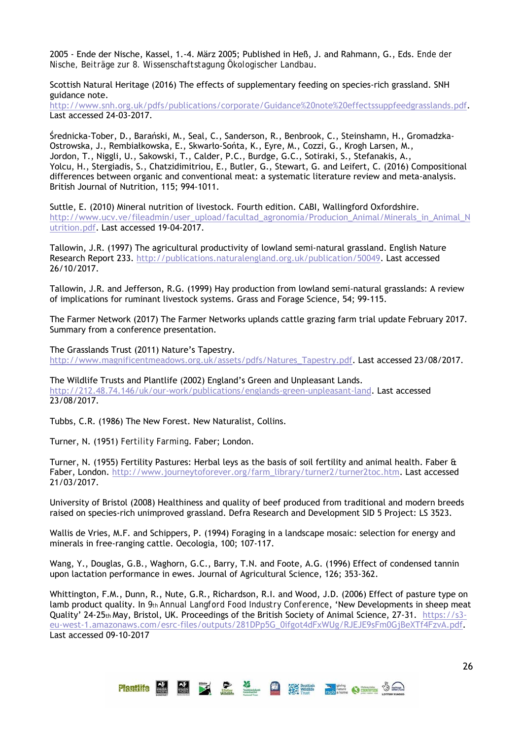2005 - Ende der Nische, Kassel, 1.-4. März 2005; Published in Heß, J. and Rahmann, G., Eds. Ende der Nische, Beiträge zur 8. Wissenschaftstagung Ökologischer Landbau.

Scottish Natural Heritage (2016) The effects of supplementary feeding on species-rich grassland. SNH guidance note. http://www.snh.org.uk/pdfs/publications/corporate/Guidance%20note%20effectssuppfeedgrasslands.pdf. Last accessed 24-03-2017.

Średnicka-Tober, D., Barański, M., Seal, C., Sanderson, R., Benbrook, C., Steinshamn, H., Gromadzka-Ostrowska, J., Rembiałkowska, E., Skwarło-Sońta, K., Eyre, M., Cozzi, G., Krogh Larsen, M., Jordon, T., Niggli, U., Sakowski, T., Calder, P.C., Burdge, G.C., Sotiraki, S., Stefanakis, A., Yolcu, H., Stergiadis, S., Chatzidimitriou, E., Butler, G., Stewart, G. and Leifert, C. (2016) Compositional differences between organic and conventional meat: a systematic literature review and meta-analysis. British Journal of Nutrition, 115; 994-1011.

Suttle, E. (2010) Mineral nutrition of livestock. Fourth edition. CABI, Wallingford Oxfordshire. http://www.ucv.ve/fileadmin/user_upload/facultad_agronomia/Producion_Animal/Minerals_in_Animal_Nutrition.pdf. Last accessed 19-04-2017.

Tallowin, J.R. (1997) The agricultural productivity of lowland semi-natural grassland. English Nature Research Report 233. http://publications.naturalengland.org.uk/publication/50049. Last accessed 26/10/2017.

Tallowin, J.R. and Jefferson, R.G. (1999) Hay production from lowland semi-natural grasslands: A review of implications for ruminant livestock systems. Grass and Forage Science, 54; 99-115.

The Farmer Network (2017) The Farmer Networks uplands cattle grazing farm trial update February 2017. Summary from a conference presentation.

The Grasslands Trust (2011) Nature's Tapestry. http://www.magnificentmeadows.org.uk/assets/pdfs/Natures_Tapestry.pdf. Last accessed 23/08/2017.

The Wildlife Trusts and Plantlife (2002) England's Green and Unpleasant Lands. http://212.48.74.146/uk/our-work/publications/englands-green-unpleasant-land. Last accessed 23/08/2017.

Tubbs, C.R. (1986) The New Forest. New Naturalist, Collins.

Turner, N. (1951) Fertility Farming. Faber; London.

Turner, N. (1955) Fertility Pastures: Herbal leys as the basis of soil fertility and animal health. Faber & Faber, London. http://www.journeytoforever.org/farm_library/turner2/turner2toc.htm. Last accessed 21/03/2017.

University of Bristol (2008) Healthiness and quality of beef produced from traditional and modern breeds raised on species-rich unimproved grassland. Defra Research and Development SID 5 Project: LS 3523.

Wallis de Vries, M.F. and Schippers, P. (1994) Foraging in a landscape mosaic: selection for energy and minerals in free-ranging cattle. Oecologia, 100; 107-117.

Wang, Y., Douglas, G.B., Waghorn, G.C., Barry, T.N. and Foote, A.G. (1996) Effect of condensed tannin upon lactation performance in ewes. Journal of Agricultural Science, 126; 353-362.

Whittington, F.M., Dunn, R., Nute, G.R., Richardson, R.I. and Wood, J.D. (2006) Effect of pasture type on lamb product quality. In 9th Annual Langford Food Industry Conference, 'New Developments in sheep meat Quality' 24-25th May, Bristol, UK. Proceedings of the British Society of Animal Science, 27-31. https://s3-eu-west-1.amazonaws.com/esrc-files/outputs/281DPp5G_0ifgot4dFxWUg/RJEJE9sFm0GjBeXTf4FzvA.pdf. Last accessed 09-10-2017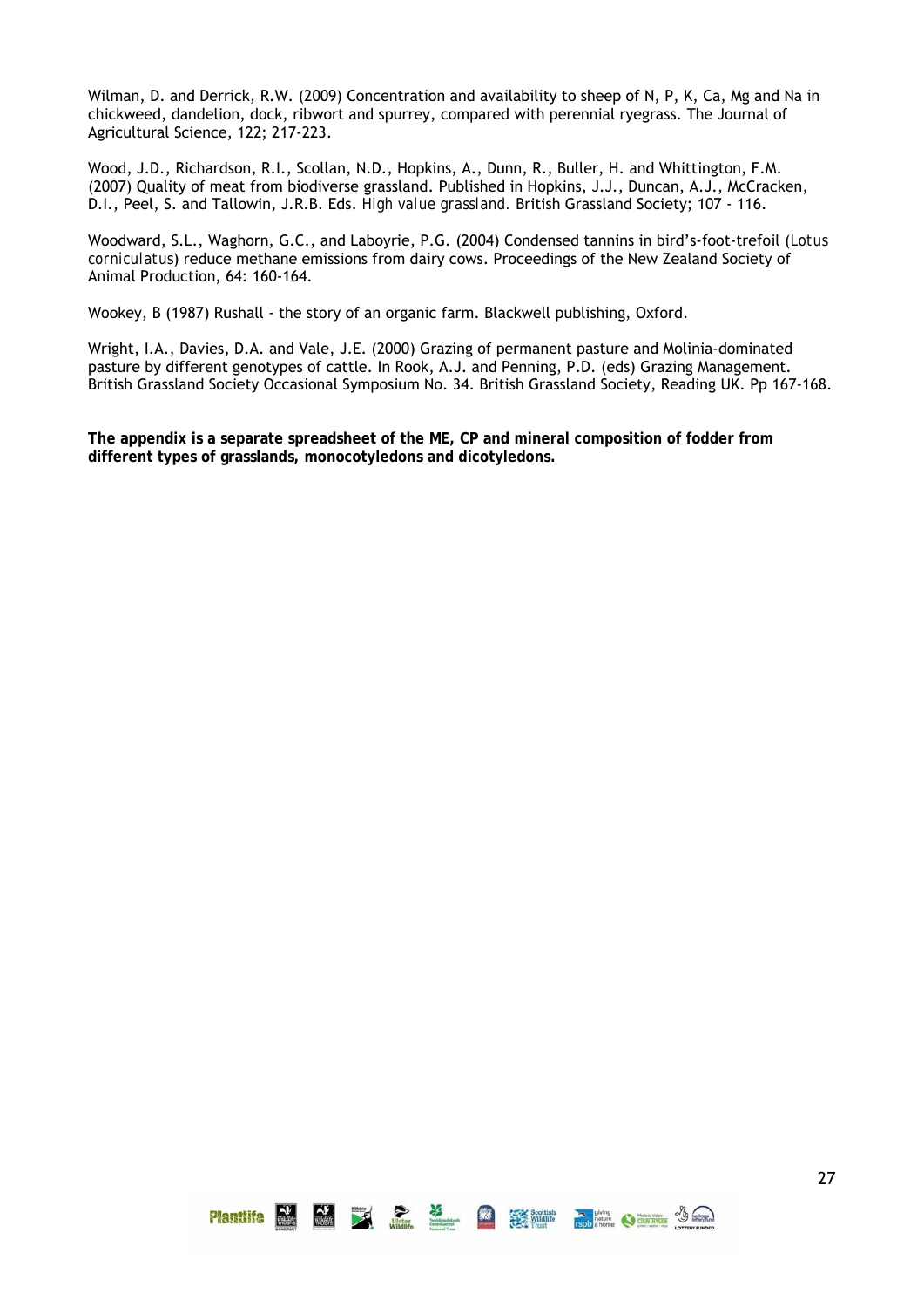Wilman, D. and Derrick, R.W. (2009) Concentration and availability to sheep of N, P, K, Ca, Mg and Na in chickweed, dandelion, dock, ribwort and spurrey, compared with perennial ryegrass. The Journal of Agricultural Science, 122; 217-223.

Wood, J.D., Richardson, R.I., Scollan, N.D., Hopkins, A., Dunn, R., Buller, H. and Whittington, F.M. (2007) Quality of meat from biodiverse grassland. Published in Hopkins, J.J., Duncan, A.J., McCracken, D.I., Peel, S. and Tallowin, J.R.B. Eds. *High value grassland.* British Grassland Society; 107 - 116.

Woodward, S.L., Waghorn, G.C., and Laboyrie, P.G. (2004) Condensed tannins in bird's-foot-trefoil (*Lotus corniculatus*) reduce methane emissions from dairy cows. Proceedings of the New Zealand Society of Animal Production, 64: 160-164.

Wookey, B (1987) Rushall - the story of an organic farm. Blackwell publishing, Oxford.

Wright, I.A., Davies, D.A. and Vale, J.E. (2000) Grazing of permanent pasture and Molinia-dominated pasture by different genotypes of cattle. In Rook, A.J. and Penning, P.D. (eds) Grazing Management. British Grassland Society Occasional Symposium No. 34. British Grassland Society, Reading UK. Pp 167-168.

**The appendix is a separate spreadsheet of the ME, CP and mineral composition of fodder from different types of grasslands, monocotyledons and dicotyledons.**